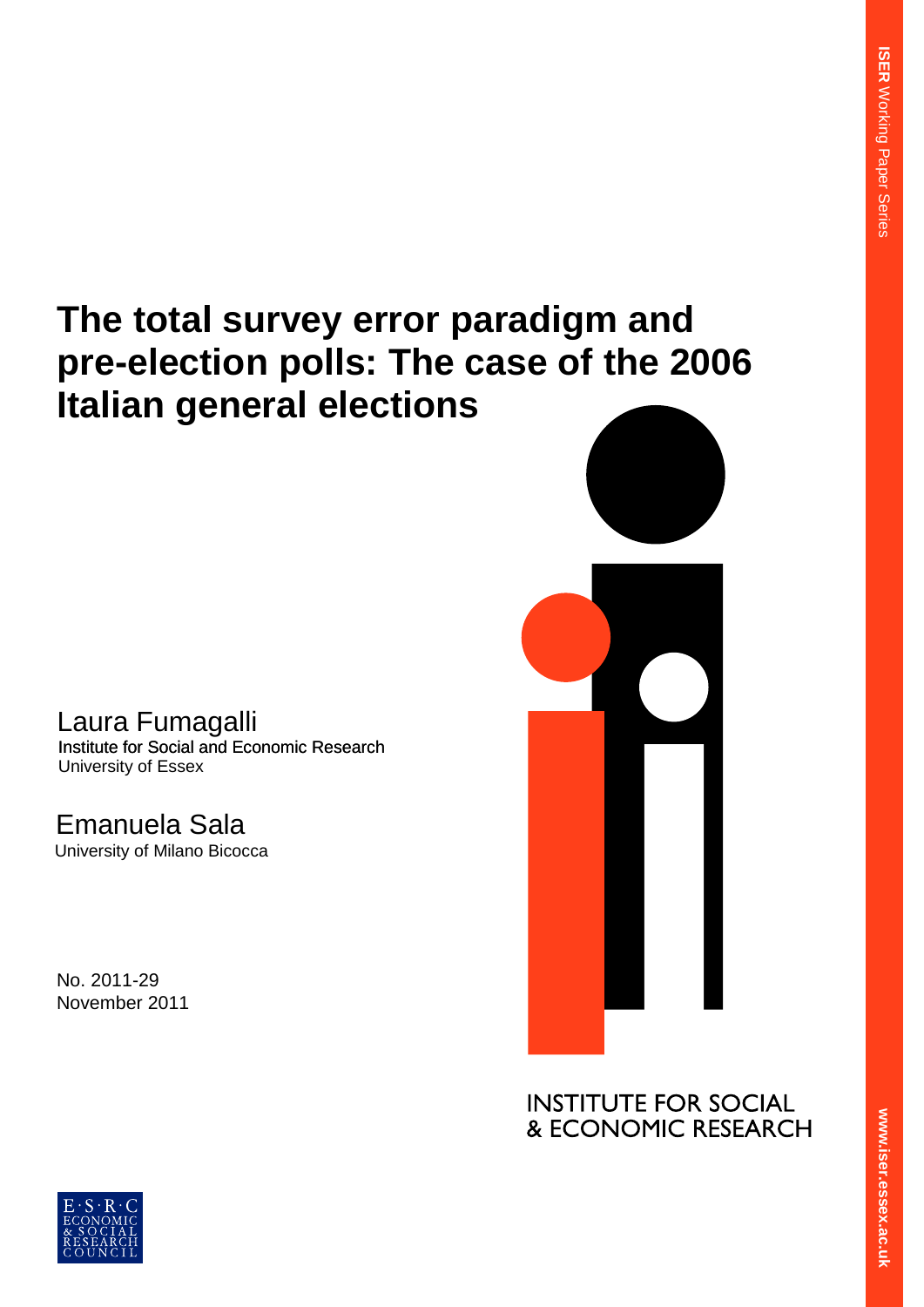# The total survey error paradigm and pre-election polls: The case of the 2006 Italian general elections

Laura Fumagalli
Institute for Social and Economic Research
University of Essex

Emanuela Sala
University of Milano Bicocca

No. 2011-29
November 2011

INSTITUTE FOR SOCIAL & ECONOMIC RESEARCH

**ISER** Working Paper Series

www.iser.essex.ac.uk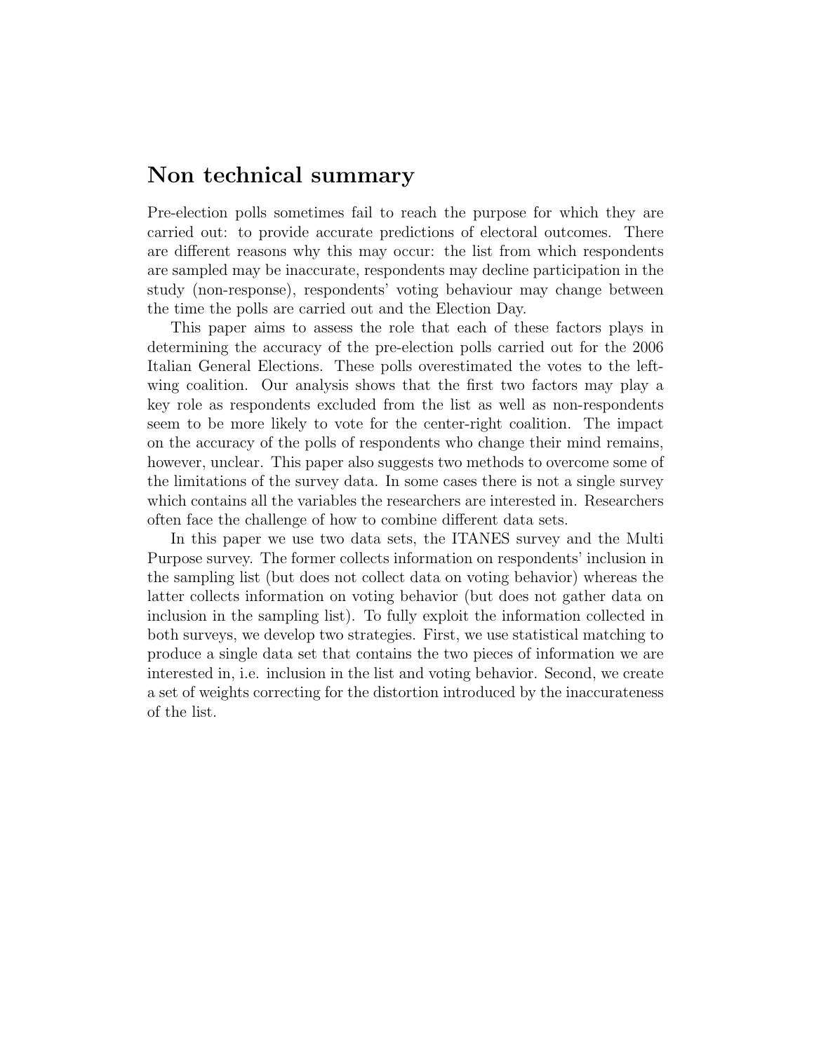## Non technical summary

Pre-election polls sometimes fail to reach the purpose for which they are carried out: to provide accurate predictions of electoral outcomes. There are different reasons why this may occur: the list from which respondents are sampled may be inaccurate, respondents may decline participation in the study (non-response), respondents' voting behaviour may change between the time the polls are carried out and the Election Day.

This paper aims to assess the role that each of these factors plays in determining the accuracy of the pre-election polls carried out for the 2006 Italian General Elections. These polls overestimated the votes to the left-wing coalition. Our analysis shows that the first two factors may play a key role as respondents excluded from the list as well as non-respondents seem to be more likely to vote for the center-right coalition. The impact on the accuracy of the polls of respondents who change their mind remains, however, unclear. This paper also suggests two methods to overcome some of the limitations of the survey data. In some cases there is not a single survey which contains all the variables the researchers are interested in. Researchers often face the challenge of how to combine different data sets.

In this paper we use two data sets, the ITANES survey and the Multi Purpose survey. The former collects information on respondents' inclusion in the sampling list (but does not collect data on voting behavior) whereas the latter collects information on voting behavior (but does not gather data on inclusion in the sampling list). To fully exploit the information collected in both surveys, we develop two strategies. First, we use statistical matching to produce a single data set that contains the two pieces of information we are interested in, i.e. inclusion in the list and voting behavior. Second, we create a set of weights correcting for the distortion introduced by the inaccurateness of the list.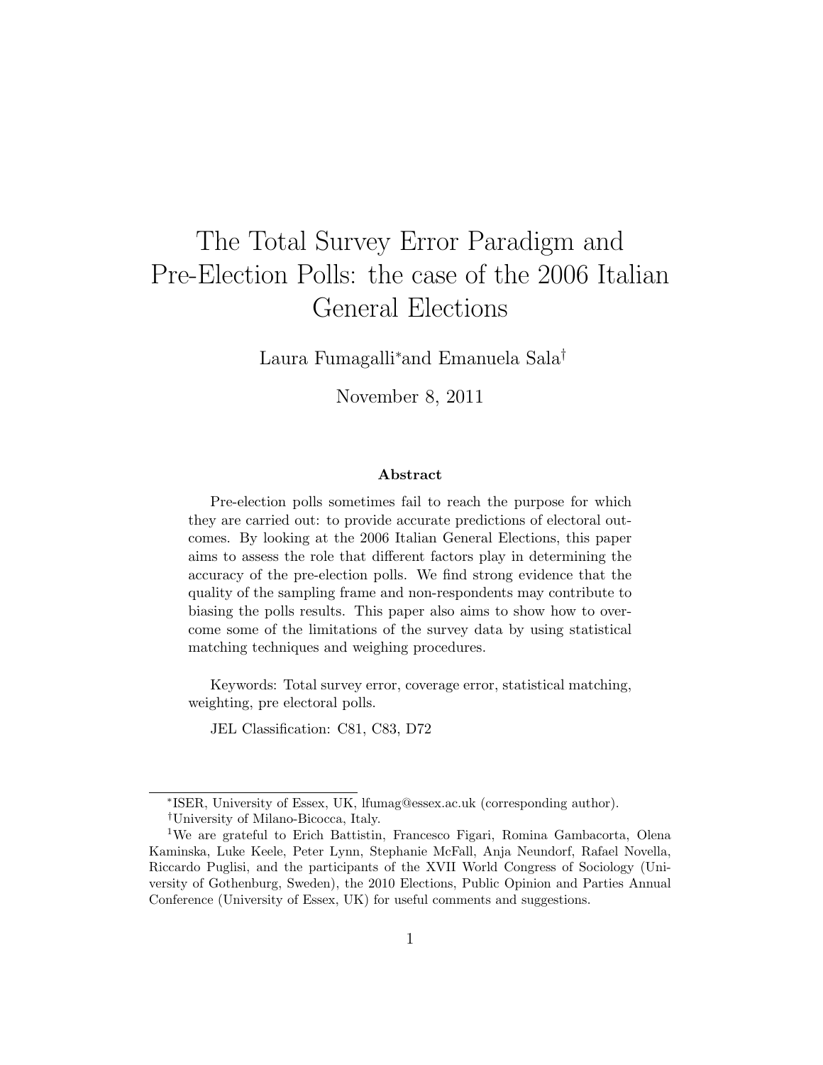# The Total Survey Error Paradigm and Pre-Election Polls: the case of the 2006 Italian General Elections

Laura Fumagalli[*] and Emanuela Sala[†]

November 8, 2011

**Abstract**

Pre-election polls sometimes fail to reach the purpose for which they are carried out: to provide accurate predictions of electoral outcomes. By looking at the 2006 Italian General Elections, this paper aims to assess the role that different factors play in determining the accuracy of the pre-election polls. We find strong evidence that the quality of the sampling frame and non-respondents may contribute to biasing the polls results. This paper also aims to show how to overcome some of the limitations of the survey data by using statistical matching techniques and weighing procedures.

Keywords: Total survey error, coverage error, statistical matching, weighting, pre electoral polls.

JEL Classification: C81, C83, D72

---

[*] ISER, University of Essex, UK, lfumag@essex.ac.uk (corresponding author).

[†] University of Milano-Bicocca, Italy.

[1] We are grateful to Erich Battistin, Francesco Figari, Romina Gambacorta, Olena Kaminska, Luke Keele, Peter Lynn, Stephanie McFall, Anja Neundorf, Rafael Novella, Riccardo Puglisi, and the participants of the XVII World Congress of Sociology (University of Gothenburg, Sweden), the 2010 Elections, Public Opinion and Parties Annual Conference (University of Essex, UK) for useful comments and suggestions.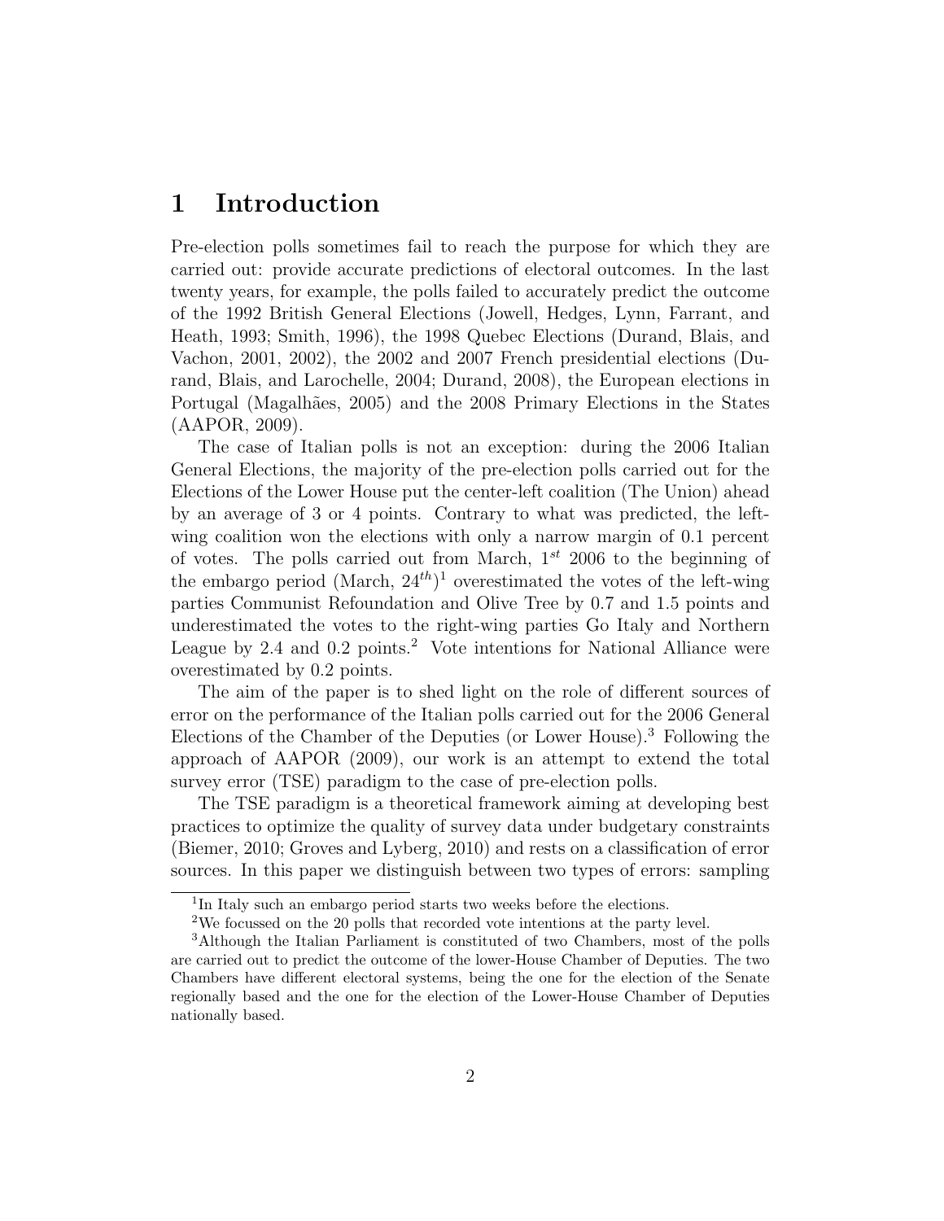# 1 Introduction

Pre-election polls sometimes fail to reach the purpose for which they are carried out: provide accurate predictions of electoral outcomes. In the last twenty years, for example, the polls failed to accurately predict the outcome of the 1992 British General Elections (Jowell, Hedges, Lynn, Farrant, and Heath, 1993; Smith, 1996), the 1998 Quebec Elections (Durand, Blais, and Vachon, 2001, 2002), the 2002 and 2007 French presidential elections (Durand, Blais, and Larochelle, 2004; Durand, 2008), the European elections in Portugal (Magalhães, 2005) and the 2008 Primary Elections in the States (AAPOR, 2009).

The case of Italian polls is not an exception: during the 2006 Italian General Elections, the majority of the pre-election polls carried out for the Elections of the Lower House put the center-left coalition (The Union) ahead by an average of 3 or 4 points. Contrary to what was predicted, the left-wing coalition won the elections with only a narrow margin of 0.1 percent of votes. The polls carried out from March, $1^{st}$ 2006 to the beginning of the embargo period (March, $24^{th}$)[1] overestimated the votes of the left-wing parties Communist Refoundation and Olive Tree by 0.7 and 1.5 points and underestimated the votes to the right-wing parties Go Italy and Northern League by 2.4 and 0.2 points.[2] Vote intentions for National Alliance were overestimated by 0.2 points.

The aim of the paper is to shed light on the role of different sources of error on the performance of the Italian polls carried out for the 2006 General Elections of the Chamber of the Deputies (or Lower House).[3] Following the approach of AAPOR (2009), our work is an attempt to extend the total survey error (TSE) paradigm to the case of pre-election polls.

The TSE paradigm is a theoretical framework aiming at developing best practices to optimize the quality of survey data under budgetary constraints (Biemer, 2010; Groves and Lyberg, 2010) and rests on a classification of error sources. In this paper we distinguish between two types of errors: sampling

---

[1] In Italy such an embargo period starts two weeks before the elections.

[2] We focussed on the 20 polls that recorded vote intentions at the party level.

[3] Although the Italian Parliament is constituted of two Chambers, most of the polls are carried out to predict the outcome of the lower-House Chamber of Deputies. The two Chambers have different electoral systems, being the one for the election of the Senate regionally based and the one for the election of the Lower-House Chamber of Deputies nationally based.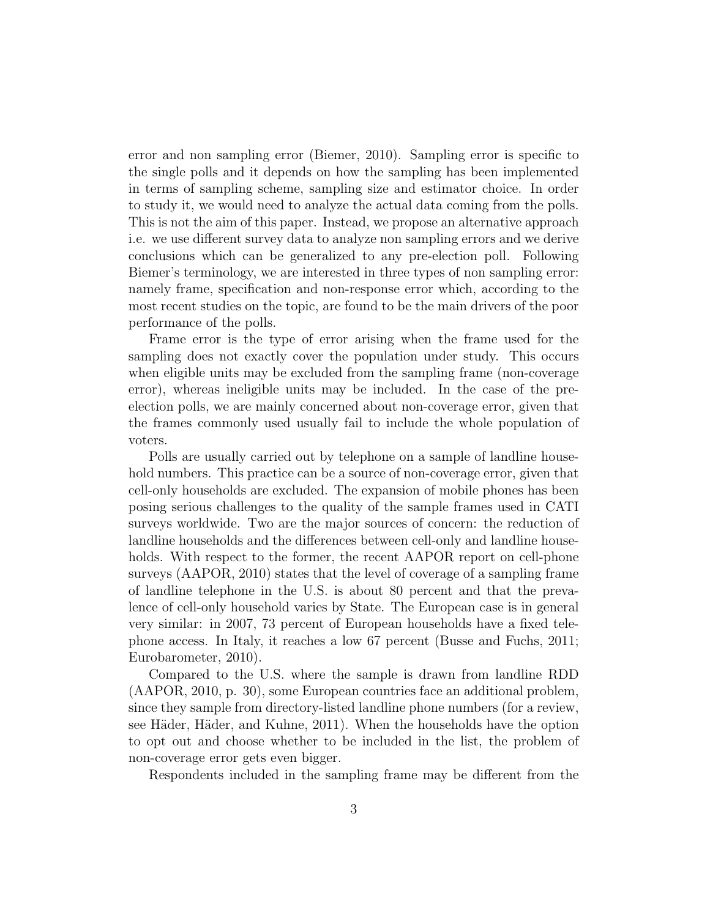error and non sampling error (Biemer, 2010). Sampling error is specific to the single polls and it depends on how the sampling has been implemented in terms of sampling scheme, sampling size and estimator choice. In order to study it, we would need to analyze the actual data coming from the polls. This is not the aim of this paper. Instead, we propose an alternative approach i.e. we use different survey data to analyze non sampling errors and we derive conclusions which can be generalized to any pre-election poll. Following Biemer's terminology, we are interested in three types of non sampling error: namely frame, specification and non-response error which, according to the most recent studies on the topic, are found to be the main drivers of the poor performance of the polls.

Frame error is the type of error arising when the frame used for the sampling does not exactly cover the population under study. This occurs when eligible units may be excluded from the sampling frame (non-coverage error), whereas ineligible units may be included. In the case of the pre-election polls, we are mainly concerned about non-coverage error, given that the frames commonly used usually fail to include the whole population of voters.

Polls are usually carried out by telephone on a sample of landline household numbers. This practice can be a source of non-coverage error, given that cell-only households are excluded. The expansion of mobile phones has been posing serious challenges to the quality of the sample frames used in CATI surveys worldwide. Two are the major sources of concern: the reduction of landline households and the differences between cell-only and landline households. With respect to the former, the recent AAPOR report on cell-phone surveys (AAPOR, 2010) states that the level of coverage of a sampling frame of landline telephone in the U.S. is about 80 percent and that the prevalence of cell-only household varies by State. The European case is in general very similar: in 2007, 73 percent of European households have a fixed telephone access. In Italy, it reaches a low 67 percent (Busse and Fuchs, 2011; Eurobarometer, 2010).

Compared to the U.S. where the sample is drawn from landline RDD (AAPOR, 2010, p. 30), some European countries face an additional problem, since they sample from directory-listed landline phone numbers (for a review, see Häder, Häder, and Kuhne, 2011). When the households have the option to opt out and choose whether to be included in the list, the problem of non-coverage error gets even bigger.

Respondents included in the sampling frame may be different from the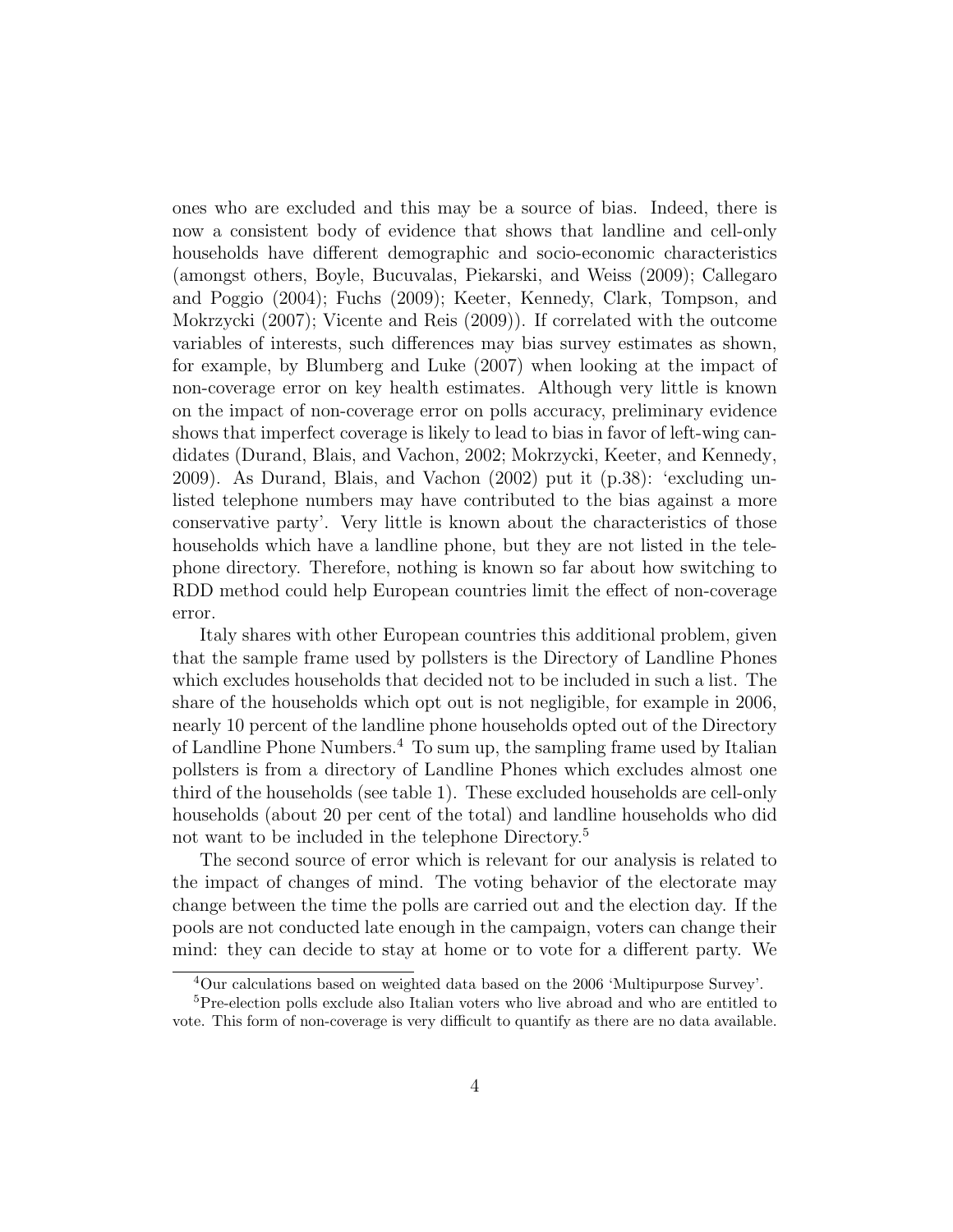ones who are excluded and this may be a source of bias. Indeed, there is now a consistent body of evidence that shows that landline and cell-only households have different demographic and socio-economic characteristics (amongst others, Boyle, Bucuvalas, Piekarski, and Weiss (2009); Callegaro and Poggio (2004); Fuchs (2009); Keeter, Kennedy, Clark, Tompson, and Mokrzycki (2007); Vicente and Reis (2009)). If correlated with the outcome variables of interests, such differences may bias survey estimates as shown, for example, by Blumberg and Luke (2007) when looking at the impact of non-coverage error on key health estimates. Although very little is known on the impact of non-coverage error on polls accuracy, preliminary evidence shows that imperfect coverage is likely to lead to bias in favor of left-wing candidates (Durand, Blais, and Vachon, 2002; Mokrzycki, Keeter, and Kennedy, 2009). As Durand, Blais, and Vachon (2002) put it (p.38): 'excluding unlisted telephone numbers may have contributed to the bias against a more conservative party'. Very little is known about the characteristics of those households which have a landline phone, but they are not listed in the telephone directory. Therefore, nothing is known so far about how switching to RDD method could help European countries limit the effect of non-coverage error.

Italy shares with other European countries this additional problem, given that the sample frame used by pollsters is the Directory of Landline Phones which excludes households that decided not to be included in such a list. The share of the households which opt out is not negligible, for example in 2006, nearly 10 percent of the landline phone households opted out of the Directory of Landline Phone Numbers.[4] To sum up, the sampling frame used by Italian pollsters is from a directory of Landline Phones which excludes almost one third of the households (see table 1). These excluded households are cell-only households (about 20 per cent of the total) and landline households who did not want to be included in the telephone Directory.[5]

The second source of error which is relevant for our analysis is related to the impact of changes of mind. The voting behavior of the electorate may change between the time the polls are carried out and the election day. If the pools are not conducted late enough in the campaign, voters can change their mind: they can decide to stay at home or to vote for a different party. We

[4] Our calculations based on weighted data based on the 2006 'Multipurpose Survey'.

[5] Pre-election polls exclude also Italian voters who live abroad and who are entitled to vote. This form of non-coverage is very difficult to quantify as there are no data available.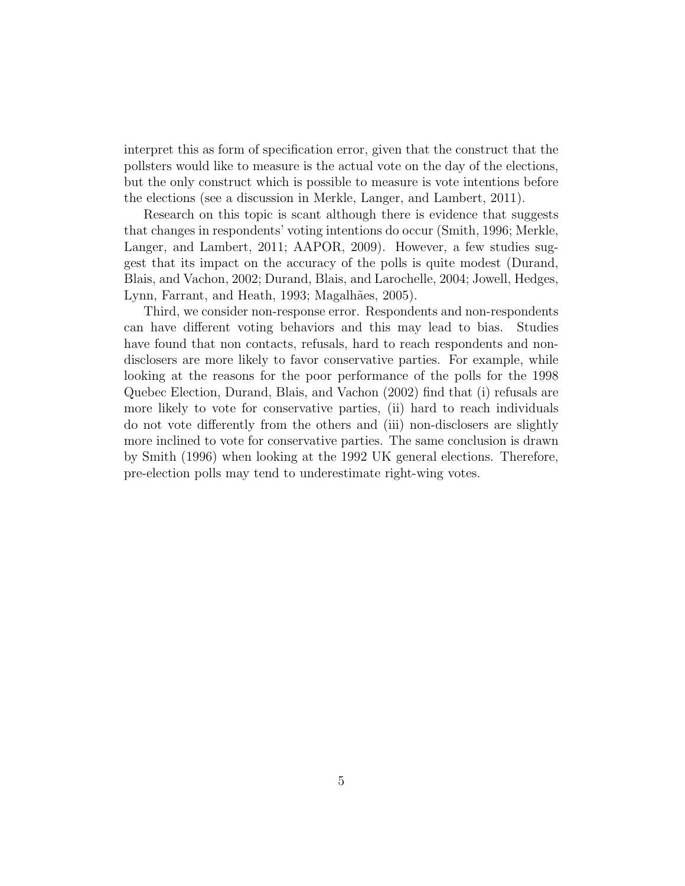interpret this as form of specification error, given that the construct that the pollsters would like to measure is the actual vote on the day of the elections, but the only construct which is possible to measure is vote intentions before the elections (see a discussion in Merkle, Langer, and Lambert, 2011).

Research on this topic is scant although there is evidence that suggests that changes in respondents' voting intentions do occur (Smith, 1996; Merkle, Langer, and Lambert, 2011; AAPOR, 2009). However, a few studies suggest that its impact on the accuracy of the polls is quite modest (Durand, Blais, and Vachon, 2002; Durand, Blais, and Larochelle, 2004; Jowell, Hedges, Lynn, Farrant, and Heath, 1993; Magalhães, 2005).

Third, we consider non-response error. Respondents and non-respondents can have different voting behaviors and this may lead to bias. Studies have found that non contacts, refusals, hard to reach respondents and non-disclosers are more likely to favor conservative parties. For example, while looking at the reasons for the poor performance of the polls for the 1998 Quebec Election, Durand, Blais, and Vachon (2002) find that (i) refusals are more likely to vote for conservative parties, (ii) hard to reach individuals do not vote differently from the others and (iii) non-disclosers are slightly more inclined to vote for conservative parties. The same conclusion is drawn by Smith (1996) when looking at the 1992 UK general elections. Therefore, pre-election polls may tend to underestimate right-wing votes.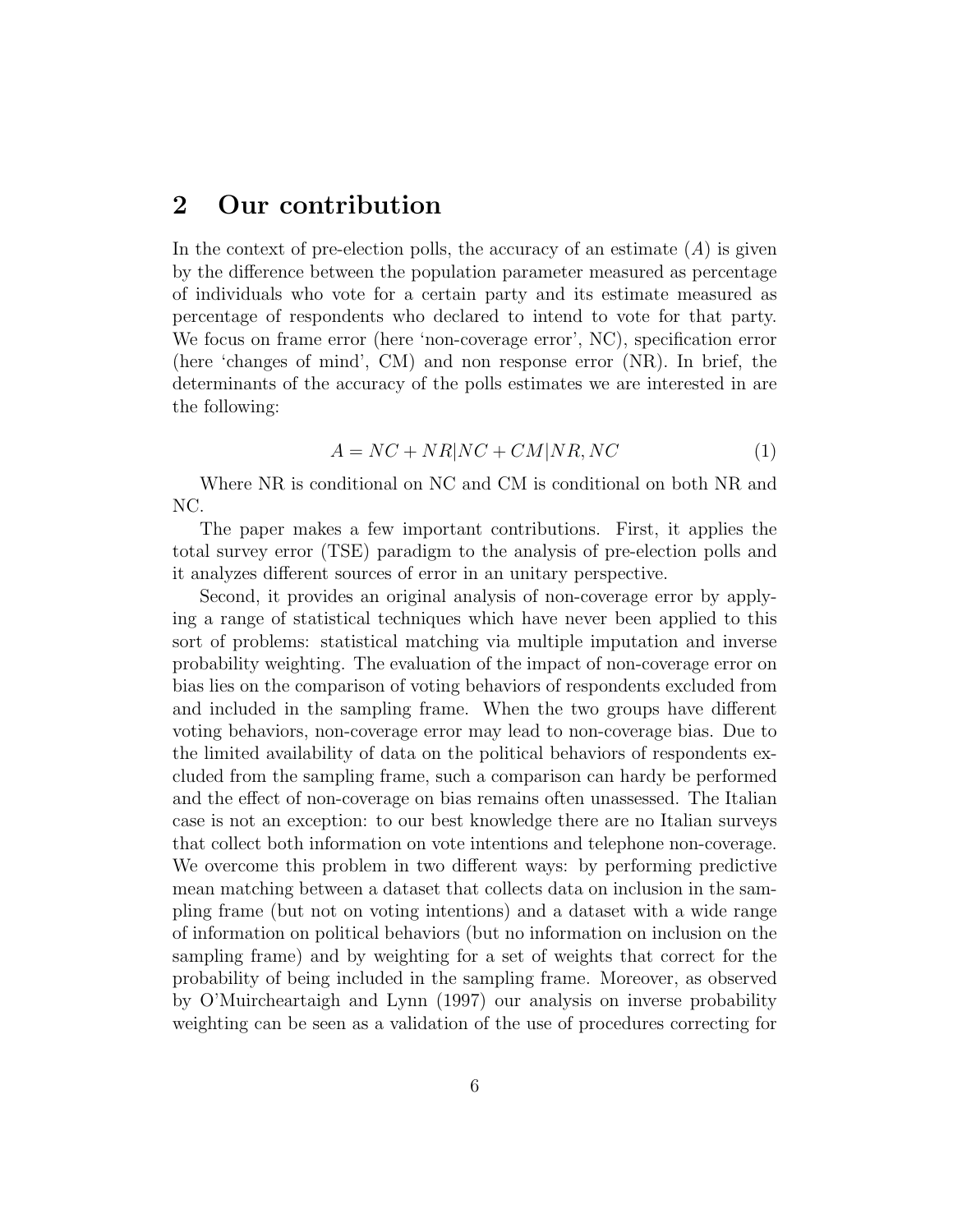## 2 Our contribution

In the context of pre-election polls, the accuracy of an estimate ($A$) is given by the difference between the population parameter measured as percentage of individuals who vote for a certain party and its estimate measured as percentage of respondents who declared to intend to vote for that party. We focus on frame error (here 'non-coverage error', NC), specification error (here 'changes of mind', CM) and non response error (NR). In brief, the determinants of the accuracy of the polls estimates we are interested in are the following:

$$A = NC + NR|NC + CM|NR, NC \tag{1}$$

Where NR is conditional on NC and CM is conditional on both NR and NC.

The paper makes a few important contributions. First, it applies the total survey error (TSE) paradigm to the analysis of pre-election polls and it analyzes different sources of error in an unitary perspective.

Second, it provides an original analysis of non-coverage error by applying a range of statistical techniques which have never been applied to this sort of problems: statistical matching via multiple imputation and inverse probability weighting. The evaluation of the impact of non-coverage error on bias lies on the comparison of voting behaviors of respondents excluded from and included in the sampling frame. When the two groups have different voting behaviors, non-coverage error may lead to non-coverage bias. Due to the limited availability of data on the political behaviors of respondents excluded from the sampling frame, such a comparison can hardy be performed and the effect of non-coverage on bias remains often unassessed. The Italian case is not an exception: to our best knowledge there are no Italian surveys that collect both information on vote intentions and telephone non-coverage. We overcome this problem in two different ways: by performing predictive mean matching between a dataset that collects data on inclusion in the sampling frame (but not on voting intentions) and a dataset with a wide range of information on political behaviors (but no information on inclusion on the sampling frame) and by weighting for a set of weights that correct for the probability of being included in the sampling frame. Moreover, as observed by O'Muircheartaigh and Lynn (1997) our analysis on inverse probability weighting can be seen as a validation of the use of procedures correcting for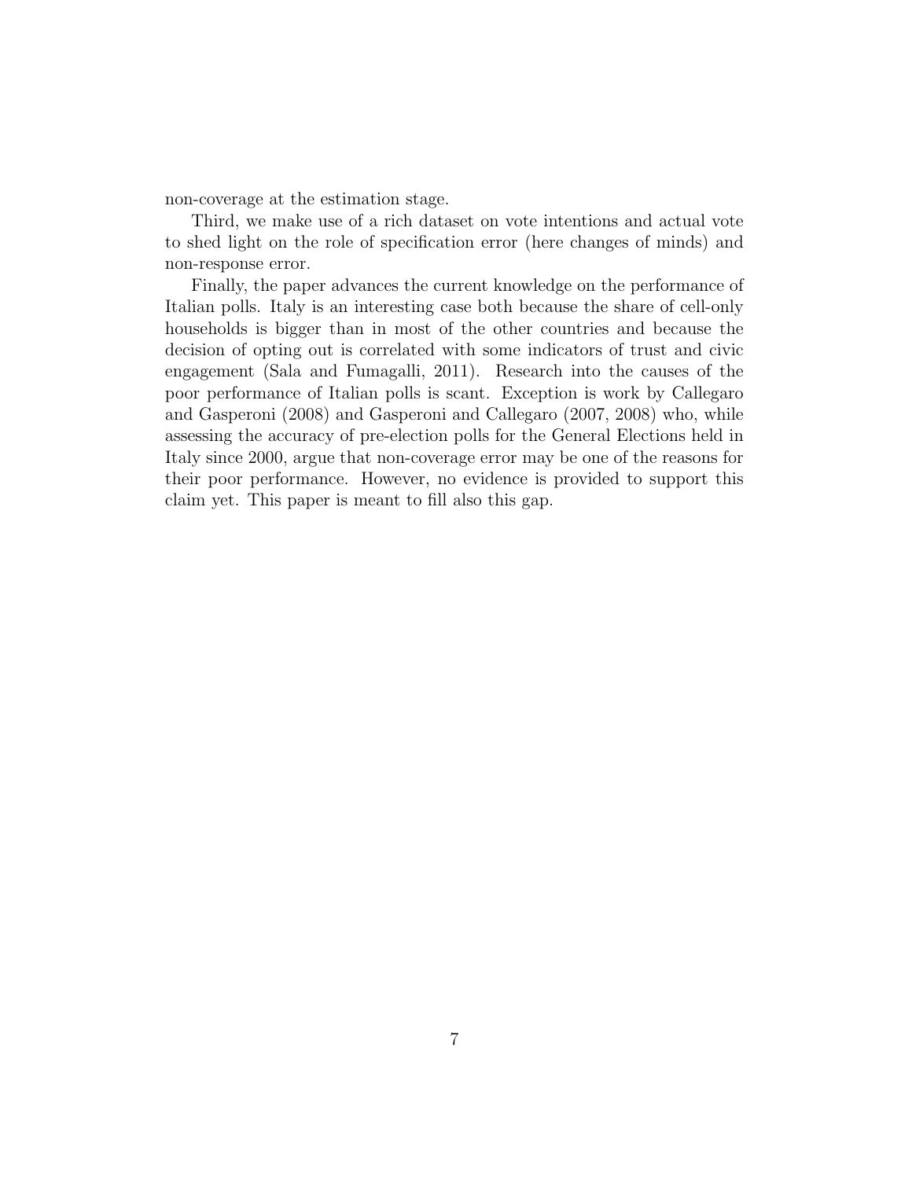non-coverage at the estimation stage.

Third, we make use of a rich dataset on vote intentions and actual vote to shed light on the role of specification error (here changes of minds) and non-response error.

Finally, the paper advances the current knowledge on the performance of Italian polls. Italy is an interesting case both because the share of cell-only households is bigger than in most of the other countries and because the decision of opting out is correlated with some indicators of trust and civic engagement (Sala and Fumagalli, 2011). Research into the causes of the poor performance of Italian polls is scant. Exception is work by Callegaro and Gasperoni (2008) and Gasperoni and Callegaro (2007, 2008) who, while assessing the accuracy of pre-election polls for the General Elections held in Italy since 2000, argue that non-coverage error may be one of the reasons for their poor performance. However, no evidence is provided to support this claim yet. This paper is meant to fill also this gap.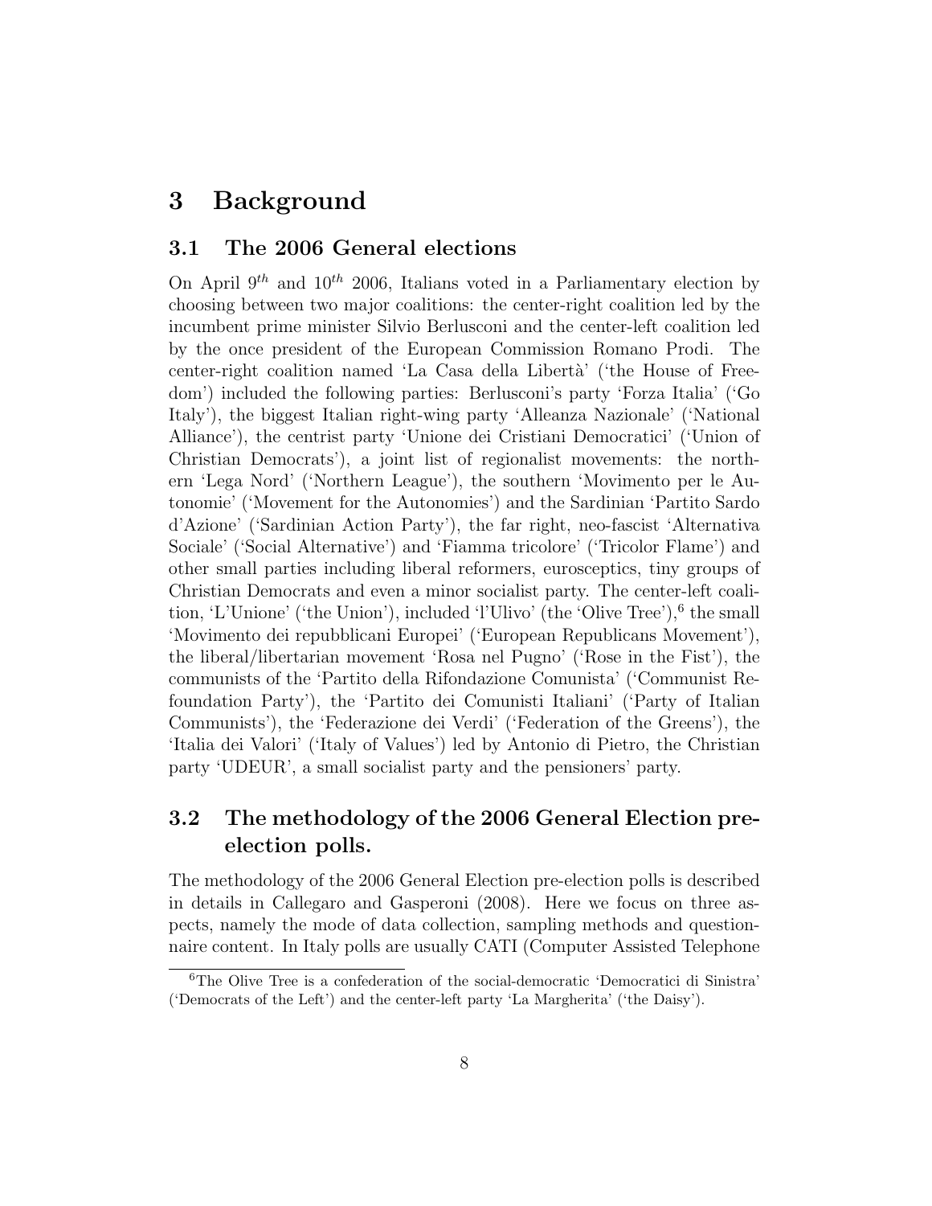# 3 Background

## 3.1 The 2006 General elections

On April $9^{th}$ and $10^{th}$ 2006, Italians voted in a Parliamentary election by choosing between two major coalitions: the center-right coalition led by the incumbent prime minister Silvio Berlusconi and the center-left coalition led by the once president of the European Commission Romano Prodi. The center-right coalition named 'La Casa della Libertà' ('the House of Freedom') included the following parties: Berlusconi's party 'Forza Italia' ('Go Italy'), the biggest Italian right-wing party 'Alleanza Nazionale' ('National Alliance'), the centrist party 'Unione dei Cristiani Democratici' ('Union of Christian Democrats'), a joint list of regionalist movements: the northern 'Lega Nord' ('Northern League'), the southern 'Movimento per le Autonomie' ('Movement for the Autonomies') and the Sardinian 'Partito Sardo d'Azione' ('Sardinian Action Party'), the far right, neo-fascist 'Alternativa Sociale' ('Social Alternative') and 'Fiamma tricolore' ('Tricolor Flame') and other small parties including liberal reformers, eurosceptics, tiny groups of Christian Democrats and even a minor socialist party. The center-left coalition, 'L'Unione' ('the Union'), included 'l'Ulivo' (the 'Olive Tree'),[6] the small 'Movimento dei repubblicani Europei' ('European Republicans Movement'), the liberal/libertarian movement 'Rosa nel Pugno' ('Rose in the Fist'), the communists of the 'Partito della Rifondazione Comunista' ('Communist Refoundation Party'), the 'Partito dei Comunisti Italiani' ('Party of Italian Communists'), the 'Federazione dei Verdi' ('Federation of the Greens'), the 'Italia dei Valori' ('Italy of Values') led by Antonio di Pietro, the Christian party 'UDEUR', a small socialist party and the pensioners' party.

## 3.2 The methodology of the 2006 General Election pre-election polls.

The methodology of the 2006 General Election pre-election polls is described in details in Callegaro and Gasperoni (2008). Here we focus on three aspects, namely the mode of data collection, sampling methods and questionnaire content. In Italy polls are usually CATI (Computer Assisted Telephone

[6] The Olive Tree is a confederation of the social-democratic 'Democratici di Sinistra' ('Democrats of the Left') and the center-left party 'La Margherita' ('the Daisy').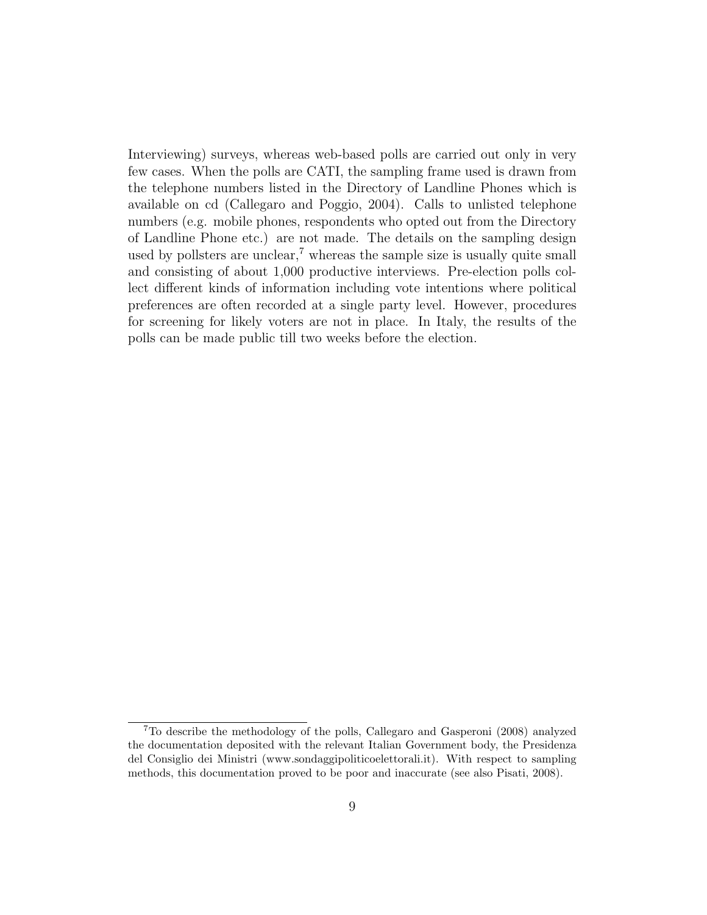Interviewing) surveys, whereas web-based polls are carried out only in very few cases. When the polls are CATI, the sampling frame used is drawn from the telephone numbers listed in the Directory of Landline Phones which is available on cd (Callegaro and Poggio, 2004). Calls to unlisted telephone numbers (e.g. mobile phones, respondents who opted out from the Directory of Landline Phone etc.) are not made. The details on the sampling design used by pollsters are unclear,[7] whereas the sample size is usually quite small and consisting of about 1,000 productive interviews. Pre-election polls collect different kinds of information including vote intentions where political preferences are often recorded at a single party level. However, procedures for screening for likely voters are not in place. In Italy, the results of the polls can be made public till two weeks before the election.

[7] To describe the methodology of the polls, Callegaro and Gasperoni (2008) analyzed the documentation deposited with the relevant Italian Government body, the Presidenza del Consiglio dei Ministri (www.sondaggipoliticoelettorali.it). With respect to sampling methods, this documentation proved to be poor and inaccurate (see also Pisati, 2008).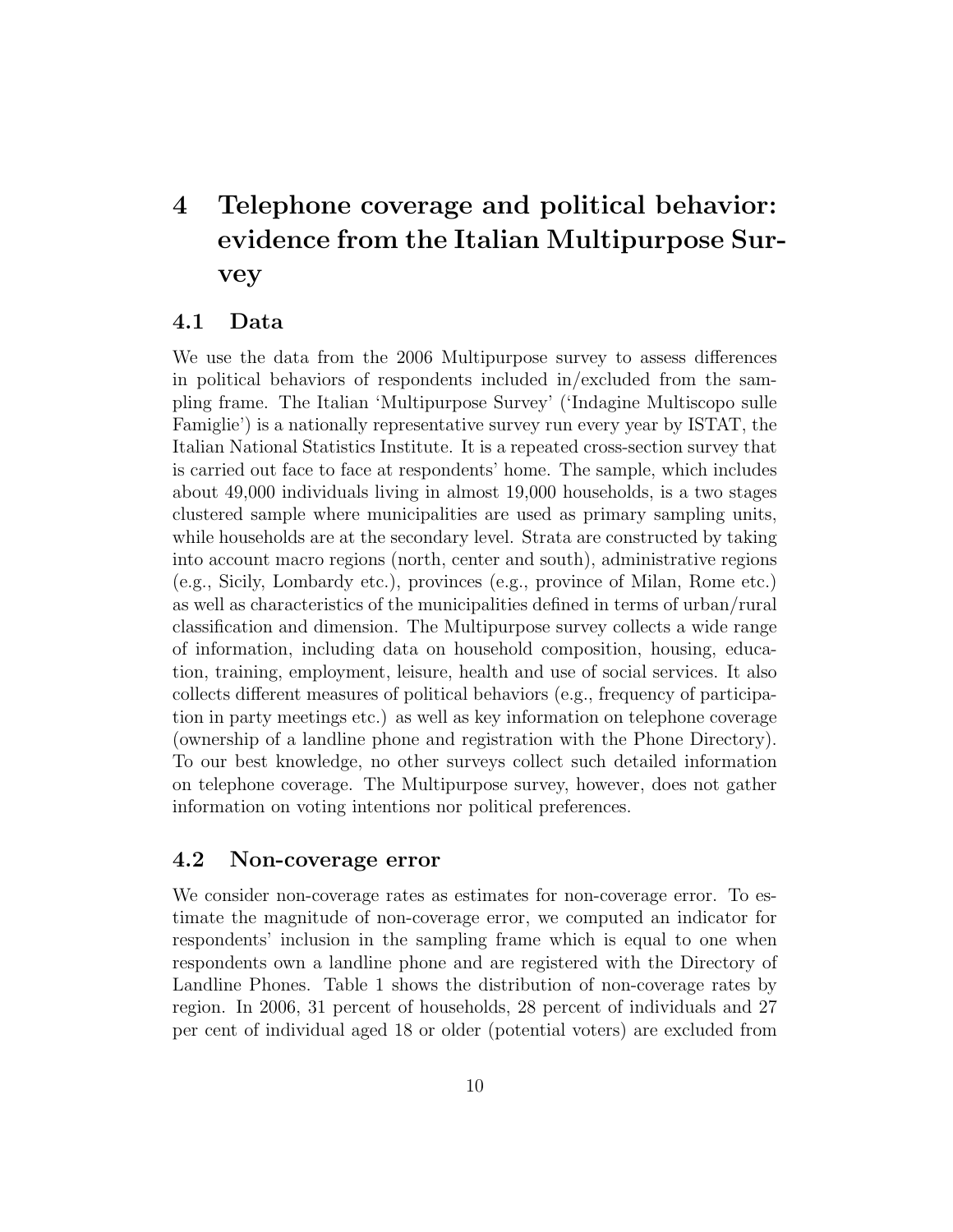# 4 Telephone coverage and political behavior: evidence from the Italian Multipurpose Survey

## 4.1 Data

We use the data from the 2006 Multipurpose survey to assess differences in political behaviors of respondents included in/excluded from the sampling frame. The Italian 'Multipurpose Survey' ('Indagine Multiscopo sulle Famiglie') is a nationally representative survey run every year by ISTAT, the Italian National Statistics Institute. It is a repeated cross-section survey that is carried out face to face at respondents' home. The sample, which includes about 49,000 individuals living in almost 19,000 households, is a two stages clustered sample where municipalities are used as primary sampling units, while households are at the secondary level. Strata are constructed by taking into account macro regions (north, center and south), administrative regions (e.g., Sicily, Lombardy etc.), provinces (e.g., province of Milan, Rome etc.) as well as characteristics of the municipalities defined in terms of urban/rural classification and dimension. The Multipurpose survey collects a wide range of information, including data on household composition, housing, education, training, employment, leisure, health and use of social services. It also collects different measures of political behaviors (e.g., frequency of participation in party meetings etc.) as well as key information on telephone coverage (ownership of a landline phone and registration with the Phone Directory). To our best knowledge, no other surveys collect such detailed information on telephone coverage. The Multipurpose survey, however, does not gather information on voting intentions nor political preferences.

## 4.2 Non-coverage error

We consider non-coverage rates as estimates for non-coverage error. To estimate the magnitude of non-coverage error, we computed an indicator for respondents' inclusion in the sampling frame which is equal to one when respondents own a landline phone and are registered with the Directory of Landline Phones. Table 1 shows the distribution of non-coverage rates by region. In 2006, 31 percent of households, 28 percent of individuals and 27 per cent of individual aged 18 or older (potential voters) are excluded from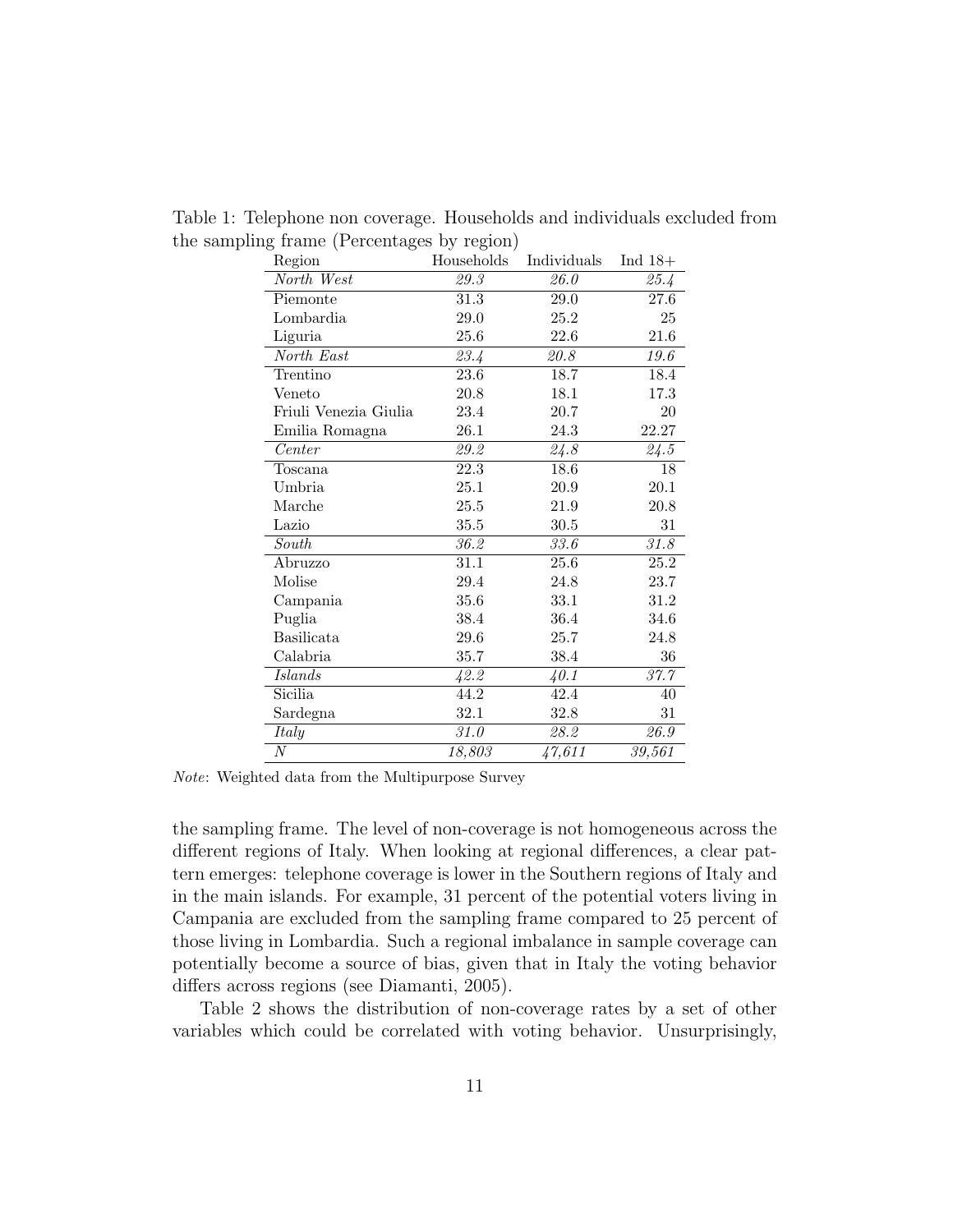Table 1: Telephone non coverage. Households and individuals excluded from the sampling frame (Percentages by region)

| Region | Households | Individuals | Ind 18+ |
|---|---|---|---|
| *North West* | *29.3* | *26.0* | *25.4* |
| Piemonte | 31.3 | 29.0 | 27.6 |
| Lombardia | 29.0 | 25.2 | 25 |
| Liguria | 25.6 | 22.6 | 21.6 |
| *North East* | *23.4* | *20.8* | *19.6* |
| Trentino | 23.6 | 18.7 | 18.4 |
| Veneto | 20.8 | 18.1 | 17.3 |
| Friuli Venezia Giulia | 23.4 | 20.7 | 20 |
| Emilia Romagna | 26.1 | 24.3 | 22.27 |
| *Center* | *29.2* | *24.8* | *24.5* |
| Toscana | 22.3 | 18.6 | 18 |
| Umbria | 25.1 | 20.9 | 20.1 |
| Marche | 25.5 | 21.9 | 20.8 |
| Lazio | 35.5 | 30.5 | 31 |
| *South* | *36.2* | *33.6* | *31.8* |
| Abruzzo | 31.1 | 25.6 | 25.2 |
| Molise | 29.4 | 24.8 | 23.7 |
| Campania | 35.6 | 33.1 | 31.2 |
| Puglia | 38.4 | 36.4 | 34.6 |
| Basilicata | 29.6 | 25.7 | 24.8 |
| Calabria | 35.7 | 38.4 | 36 |
| *Islands* | *42.2* | *40.1* | *37.7* |
| Sicilia | 44.2 | 42.4 | 40 |
| Sardegna | 32.1 | 32.8 | 31 |
| *Italy* | *31.0* | *28.2* | *26.9* |
| *N* | *18,803* | *47,611* | *39,561* |

*Note*: Weighted data from the Multipurpose Survey

the sampling frame. The level of non-coverage is not homogeneous across the different regions of Italy. When looking at regional differences, a clear pattern emerges: telephone coverage is lower in the Southern regions of Italy and in the main islands. For example, 31 percent of the potential voters living in Campania are excluded from the sampling frame compared to 25 percent of those living in Lombardia. Such a regional imbalance in sample coverage can potentially become a source of bias, given that in Italy the voting behavior differs across regions (see Diamanti, 2005).

Table 2 shows the distribution of non-coverage rates by a set of other variables which could be correlated with voting behavior. Unsurprisingly,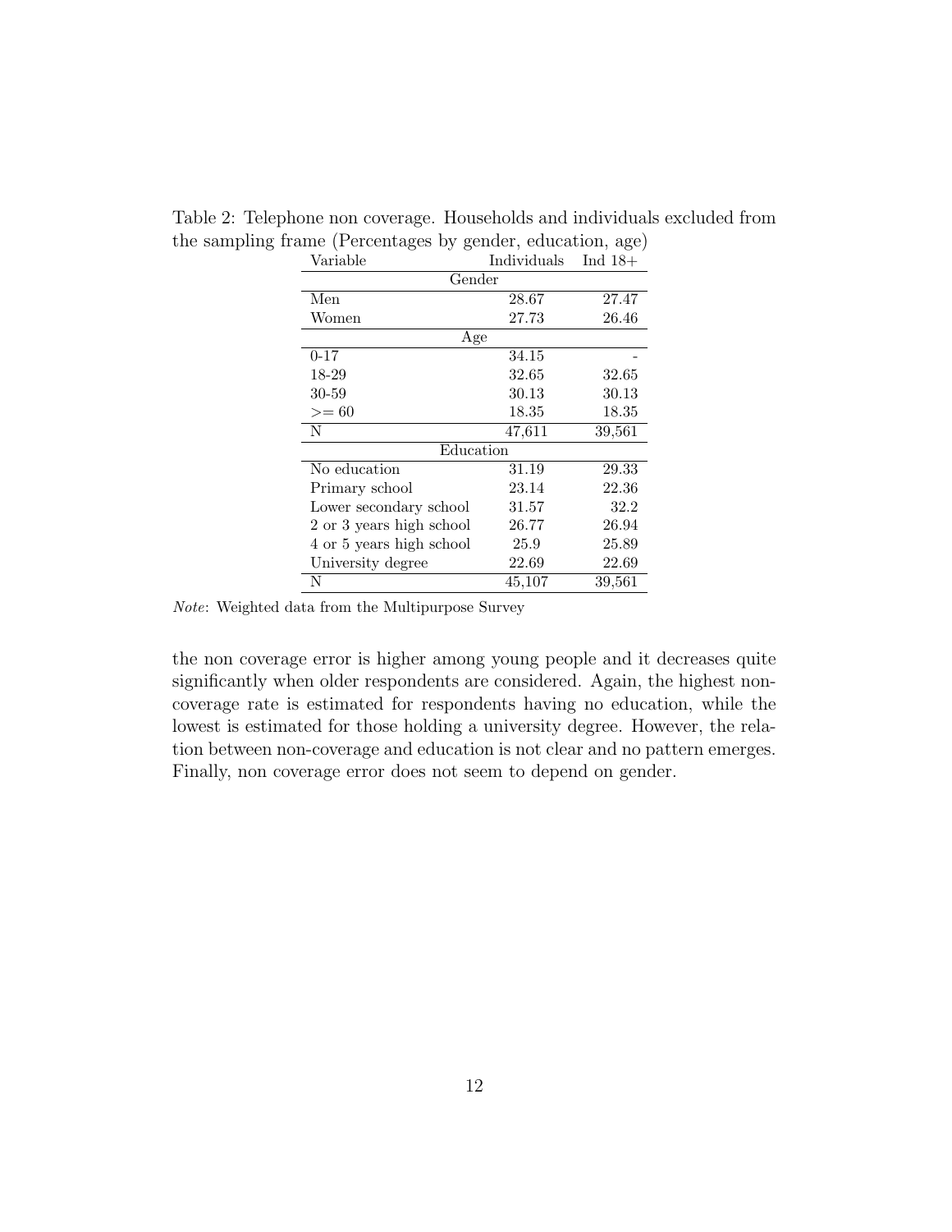Table 2: Telephone non coverage. Households and individuals excluded from the sampling frame (Percentages by gender, education, age)

| Variable | Individuals | Ind 18+ |
|---|---|---|
| Gender | | |
| Men | 28.67 | 27.47 |
| Women | 27.73 | 26.46 |
| Age | | |
| 0-17 | 34.15 | - |
| 18-29 | 32.65 | 32.65 |
| 30-59 | 30.13 | 30.13 |
| >= 60 | 18.35 | 18.35 |
| N | 47,611 | 39,561 |
| Education | | |
| No education | 31.19 | 29.33 |
| Primary school | 23.14 | 22.36 |
| Lower secondary school | 31.57 | 32.2 |
| 2 or 3 years high school | 26.77 | 26.94 |
| 4 or 5 years high school | 25.9 | 25.89 |
| University degree | 22.69 | 22.69 |
| N | 45,107 | 39,561 |

*Note*: Weighted data from the Multipurpose Survey

the non coverage error is higher among young people and it decreases quite significantly when older respondents are considered. Again, the highest non-coverage rate is estimated for respondents having no education, while the lowest is estimated for those holding a university degree. However, the relation between non-coverage and education is not clear and no pattern emerges. Finally, non coverage error does not seem to depend on gender.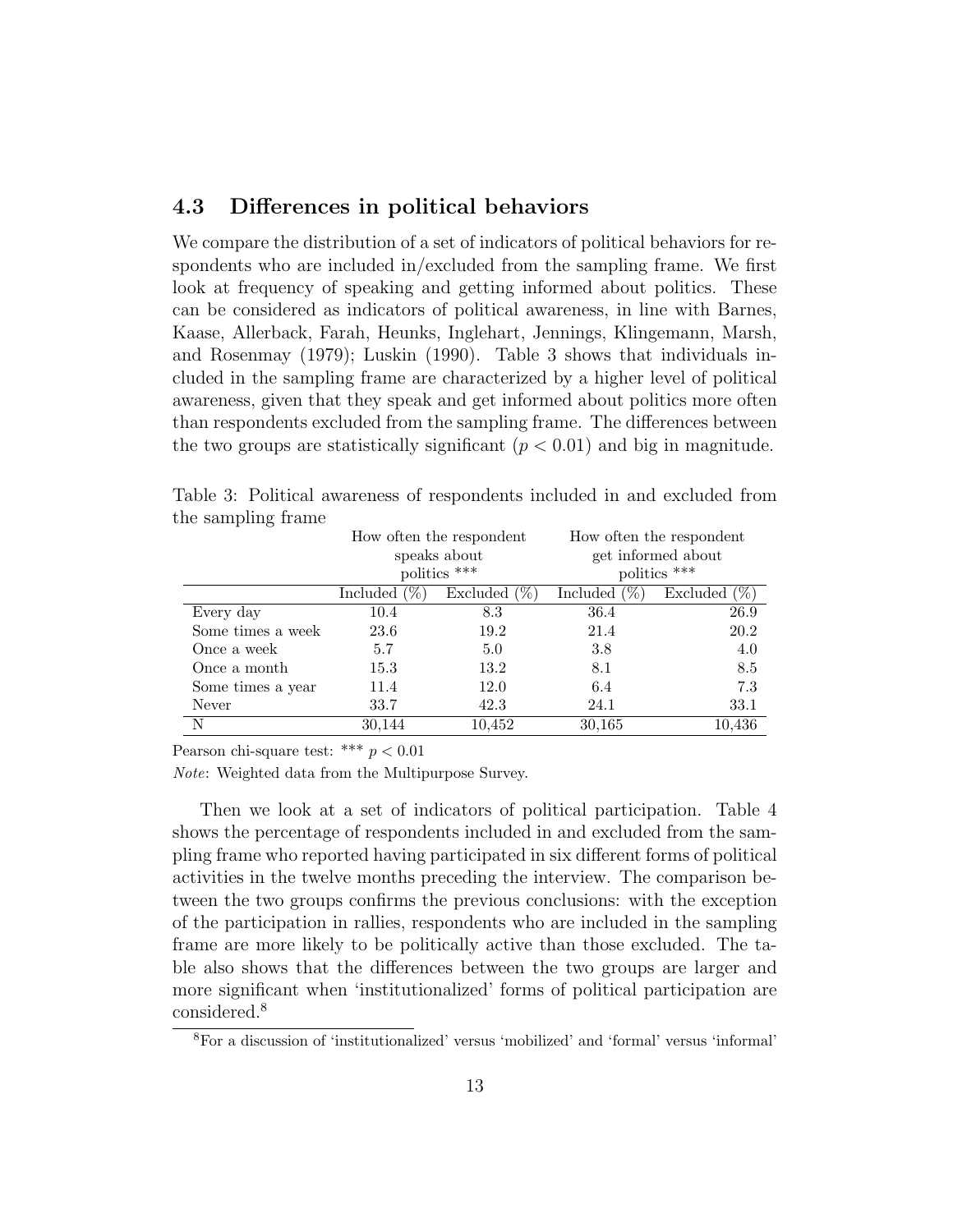### 4.3 Differences in political behaviors

We compare the distribution of a set of indicators of political behaviors for respondents who are included in/excluded from the sampling frame. We first look at frequency of speaking and getting informed about politics. These can be considered as indicators of political awareness, in line with Barnes, Kaase, Allerback, Farah, Heunks, Inglehart, Jennings, Klingemann, Marsh, and Rosenmay (1979); Luskin (1990). Table 3 shows that individuals included in the sampling frame are characterized by a higher level of political awareness, given that they speak and get informed about politics more often than respondents excluded from the sampling frame. The differences between the two groups are statistically significant ($p < 0.01$) and big in magnitude.

Table 3: Political awareness of respondents included in and excluded from the sampling frame

| | How often the respondent speaks about politics *** | | How often the respondent get informed about politics *** | |
|---|---|---|---|---|
| | Included (%) | Excluded (%) | Included (%) | Excluded (%) |
| Every day | 10.4 | 8.3 | 36.4 | 26.9 |
| Some times a week | 23.6 | 19.2 | 21.4 | 20.2 |
| Once a week | 5.7 | 5.0 | 3.8 | 4.0 |
| Once a month | 15.3 | 13.2 | 8.1 | 8.5 |
| Some times a year | 11.4 | 12.0 | 6.4 | 7.3 |
| Never | 33.7 | 42.3 | 24.1 | 33.1 |
| N | 30,144 | 10,452 | 30,165 | 10,436 |

Pearson chi-square test: *** $p < 0.01$

*Note*: Weighted data from the Multipurpose Survey.

Then we look at a set of indicators of political participation. Table 4 shows the percentage of respondents included in and excluded from the sampling frame who reported having participated in six different forms of political activities in the twelve months preceding the interview. The comparison between the two groups confirms the previous conclusions: with the exception of the participation in rallies, respondents who are included in the sampling frame are more likely to be politically active than those excluded. The table also shows that the differences between the two groups are larger and more significant when 'institutionalized' forms of political participation are considered.[8]

[8]For a discussion of 'institutionalized' versus 'mobilized' and 'formal' versus 'informal'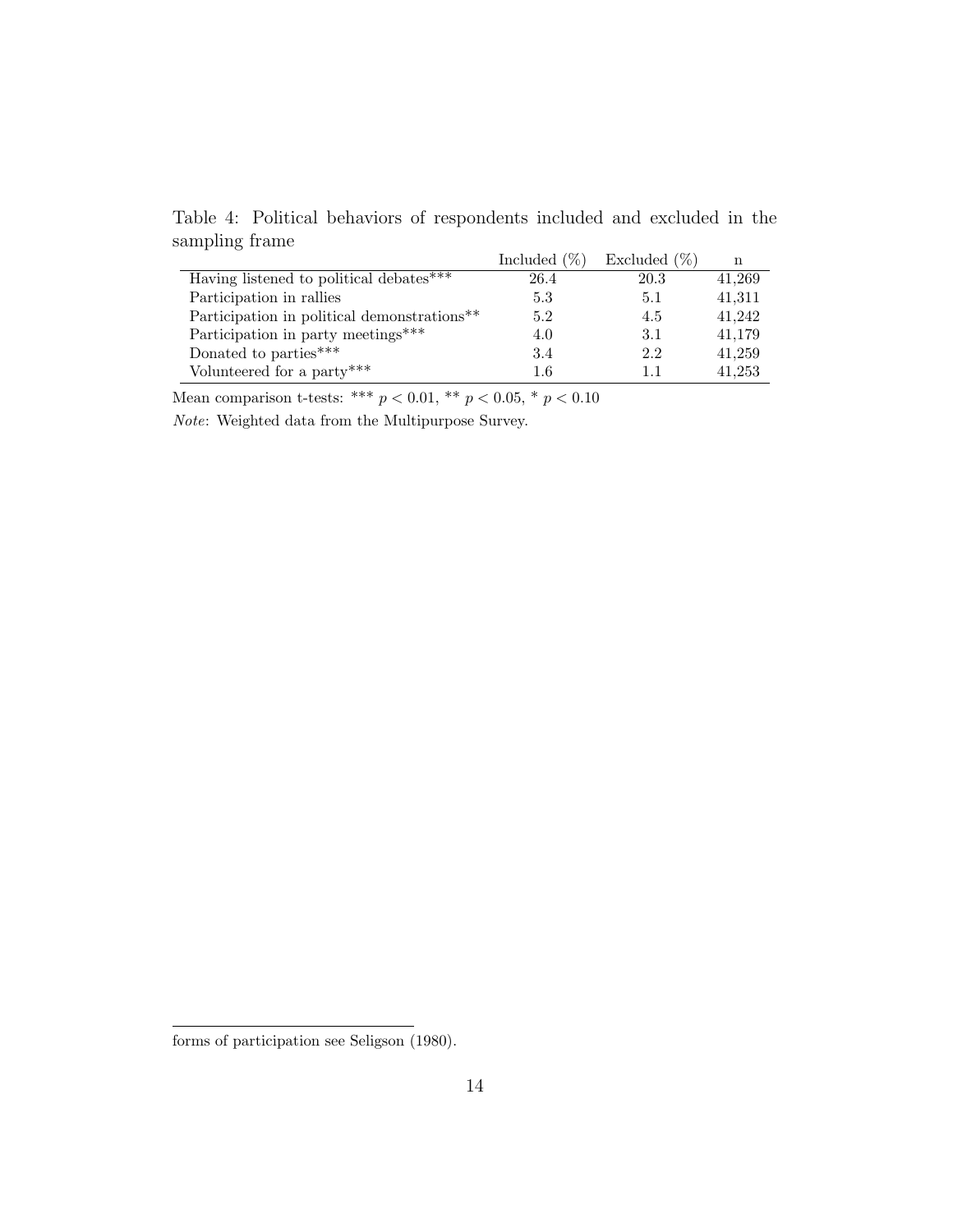Table 4: Political behaviors of respondents included and excluded in the sampling frame

| | Included (%) | Excluded (%) | n |
|---|---|---|---|
| Having listened to political debates*** | 26.4 | 20.3 | 41,269 |
| Participation in rallies | 5.3 | 5.1 | 41,311 |
| Participation in political demonstrations** | 5.2 | 4.5 | 41,242 |
| Participation in party meetings*** | 4.0 | 3.1 | 41,179 |
| Donated to parties*** | 3.4 | 2.2 | 41,259 |
| Volunteered for a party*** | 1.6 | 1.1 | 41,253 |

Mean comparison t-tests: *** $p < 0.01$, ** $p < 0.05$, * $p < 0.10$

*Note*: Weighted data from the Multipurpose Survey.

---

forms of participation see Seligson (1980).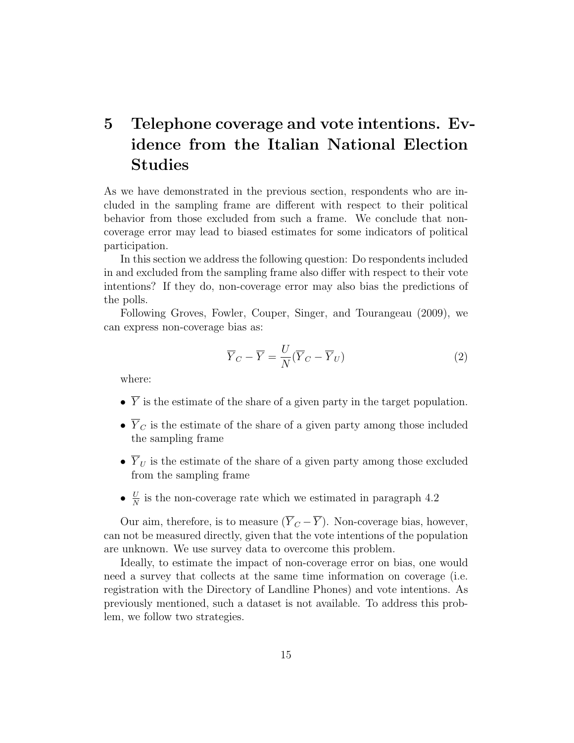# 5 Telephone coverage and vote intentions. Evidence from the Italian National Election Studies

As we have demonstrated in the previous section, respondents who are included in the sampling frame are different with respect to their political behavior from those excluded from such a frame. We conclude that non-coverage error may lead to biased estimates for some indicators of political participation.

In this section we address the following question: Do respondents included in and excluded from the sampling frame also differ with respect to their vote intentions? If they do, non-coverage error may also bias the predictions of the polls.

Following Groves, Fowler, Couper, Singer, and Tourangeau (2009), we can express non-coverage bias as:

$$\overline{Y}_C - \overline{Y} = \frac{U}{N}(\overline{Y}_C - \overline{Y}_U) \tag{2}$$

where:

- $\overline{Y}$ is the estimate of the share of a given party in the target population.
- $\overline{Y}_C$ is the estimate of the share of a given party among those included the sampling frame
- $\overline{Y}_U$ is the estimate of the share of a given party among those excluded from the sampling frame
- $\frac{U}{N}$ is the non-coverage rate which we estimated in paragraph 4.2

Our aim, therefore, is to measure $(\overline{Y}_C - \overline{Y})$. Non-coverage bias, however, can not be measured directly, given that the vote intentions of the population are unknown. We use survey data to overcome this problem.

Ideally, to estimate the impact of non-coverage error on bias, one would need a survey that collects at the same time information on coverage (i.e. registration with the Directory of Landline Phones) and vote intentions. As previously mentioned, such a dataset is not available. To address this problem, we follow two strategies.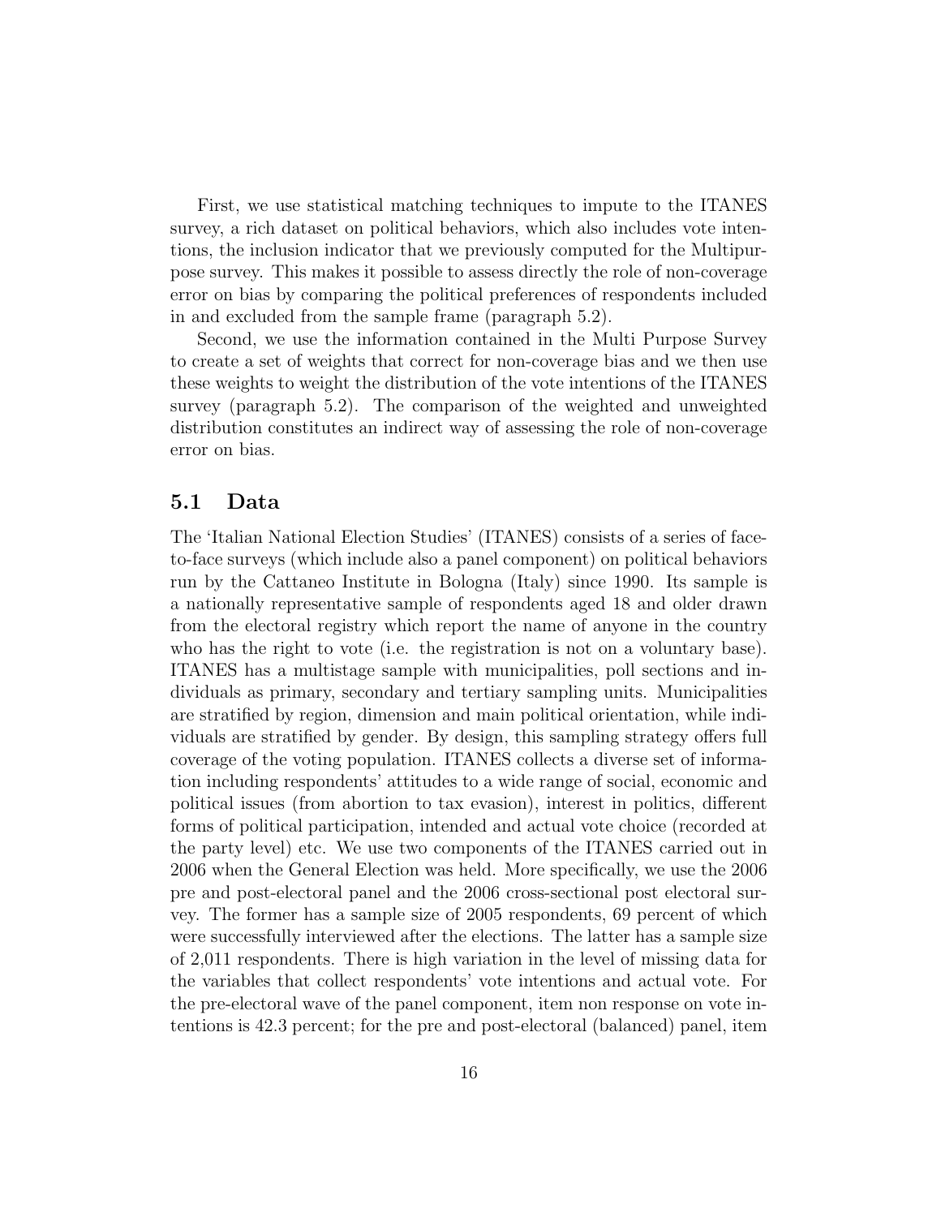First, we use statistical matching techniques to impute to the ITANES survey, a rich dataset on political behaviors, which also includes vote intentions, the inclusion indicator that we previously computed for the Multipurpose survey. This makes it possible to assess directly the role of non-coverage error on bias by comparing the political preferences of respondents included in and excluded from the sample frame (paragraph 5.2).

Second, we use the information contained in the Multi Purpose Survey to create a set of weights that correct for non-coverage bias and we then use these weights to weight the distribution of the vote intentions of the ITANES survey (paragraph 5.2). The comparison of the weighted and unweighted distribution constitutes an indirect way of assessing the role of non-coverage error on bias.

## 5.1 Data

The 'Italian National Election Studies' (ITANES) consists of a series of face-to-face surveys (which include also a panel component) on political behaviors run by the Cattaneo Institute in Bologna (Italy) since 1990. Its sample is a nationally representative sample of respondents aged 18 and older drawn from the electoral registry which report the name of anyone in the country who has the right to vote (i.e. the registration is not on a voluntary base). ITANES has a multistage sample with municipalities, poll sections and individuals as primary, secondary and tertiary sampling units. Municipalities are stratified by region, dimension and main political orientation, while individuals are stratified by gender. By design, this sampling strategy offers full coverage of the voting population. ITANES collects a diverse set of information including respondents' attitudes to a wide range of social, economic and political issues (from abortion to tax evasion), interest in politics, different forms of political participation, intended and actual vote choice (recorded at the party level) etc. We use two components of the ITANES carried out in 2006 when the General Election was held. More specifically, we use the 2006 pre and post-electoral panel and the 2006 cross-sectional post electoral survey. The former has a sample size of 2005 respondents, 69 percent of which were successfully interviewed after the elections. The latter has a sample size of 2,011 respondents. There is high variation in the level of missing data for the variables that collect respondents' vote intentions and actual vote. For the pre-electoral wave of the panel component, item non response on vote intentions is 42.3 percent; for the pre and post-electoral (balanced) panel, item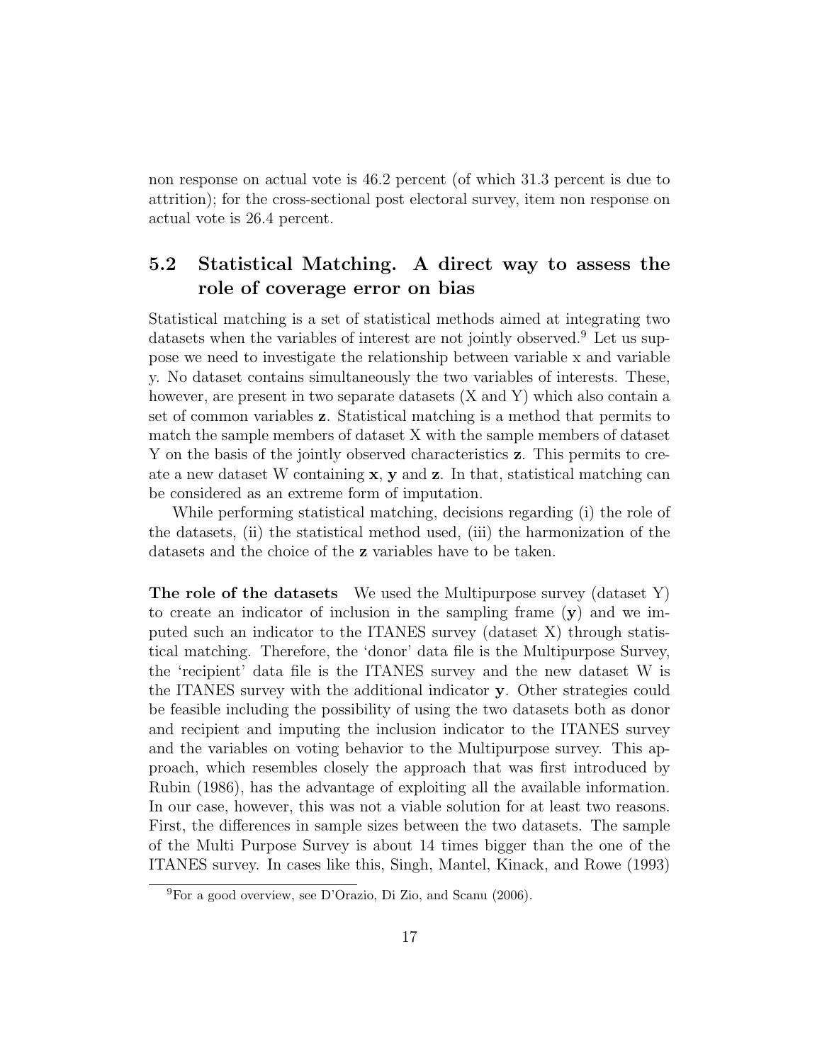non response on actual vote is 46.2 percent (of which 31.3 percent is due to attrition); for the cross-sectional post electoral survey, item non response on actual vote is 26.4 percent.

## 5.2 Statistical Matching. A direct way to assess the role of coverage error on bias

Statistical matching is a set of statistical methods aimed at integrating two datasets when the variables of interest are not jointly observed.[9] Let us suppose we need to investigate the relationship between variable x and variable y. No dataset contains simultaneously the two variables of interests. These, however, are present in two separate datasets (X and Y) which also contain a set of common variables **z**. Statistical matching is a method that permits to match the sample members of dataset X with the sample members of dataset Y on the basis of the jointly observed characteristics **z**. This permits to create a new dataset W containing **x**, **y** and **z**. In that, statistical matching can be considered as an extreme form of imputation.

While performing statistical matching, decisions regarding (i) the role of the datasets, (ii) the statistical method used, (iii) the harmonization of the datasets and the choice of the **z** variables have to be taken.

**The role of the datasets** We used the Multipurpose survey (dataset Y) to create an indicator of inclusion in the sampling frame (**y**) and we imputed such an indicator to the ITANES survey (dataset X) through statistical matching. Therefore, the 'donor' data file is the Multipurpose Survey, the 'recipient' data file is the ITANES survey and the new dataset W is the ITANES survey with the additional indicator **y**. Other strategies could be feasible including the possibility of using the two datasets both as donor and recipient and imputing the inclusion indicator to the ITANES survey and the variables on voting behavior to the Multipurpose survey. This approach, which resembles closely the approach that was first introduced by Rubin (1986), has the advantage of exploiting all the available information. In our case, however, this was not a viable solution for at least two reasons. First, the differences in sample sizes between the two datasets. The sample of the Multi Purpose Survey is about 14 times bigger than the one of the ITANES survey. In cases like this, Singh, Mantel, Kinack, and Rowe (1993)

[9] For a good overview, see D'Orazio, Di Zio, and Scanu (2006).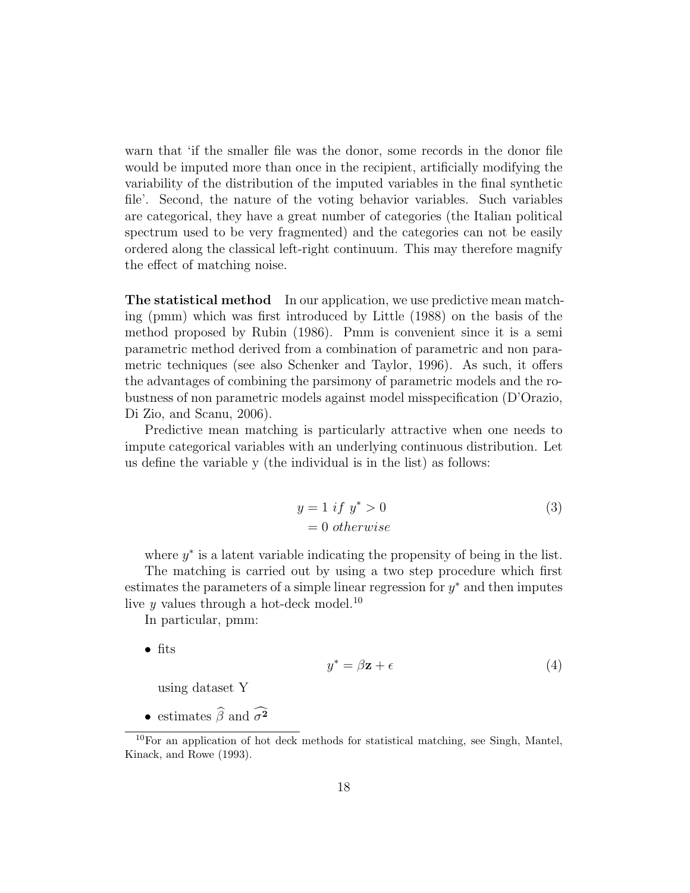warn that 'if the smaller file was the donor, some records in the donor file would be imputed more than once in the recipient, artificially modifying the variability of the distribution of the imputed variables in the final synthetic file'. Second, the nature of the voting behavior variables. Such variables are categorical, they have a great number of categories (the Italian political spectrum used to be very fragmented) and the categories can not be easily ordered along the classical left-right continuum. This may therefore magnify the effect of matching noise.

**The statistical method** In our application, we use predictive mean matching (pmm) which was first introduced by Little (1988) on the basis of the method proposed by Rubin (1986). Pmm is convenient since it is a semi parametric method derived from a combination of parametric and non parametric techniques (see also Schenker and Taylor, 1996). As such, it offers the advantages of combining the parsimony of parametric models and the robustness of non parametric models against model misspecification (D'Orazio, Di Zio, and Scanu, 2006).

Predictive mean matching is particularly attractive when one needs to impute categorical variables with an underlying continuous distribution. Let us define the variable y (the individual is in the list) as follows:

$$
\begin{aligned}
y &= 1 \; if \; y^* > 0 \\
&= 0 \; otherwise
\end{aligned}
\tag{3}
$$

where $y^*$ is a latent variable indicating the propensity of being in the list.

The matching is carried out by using a two step procedure which first estimates the parameters of a simple linear regression for $y^*$ and then imputes live $y$ values through a hot-deck model.[10]

In particular, pmm:

- fits

$$
y^* = \beta \mathbf{z} + \epsilon \tag{4}
$$

  using dataset Y

- estimates $\widehat{\beta}$ and $\widehat{\sigma^2}$

[10] For an application of hot deck methods for statistical matching, see Singh, Mantel, Kinack, and Rowe (1993).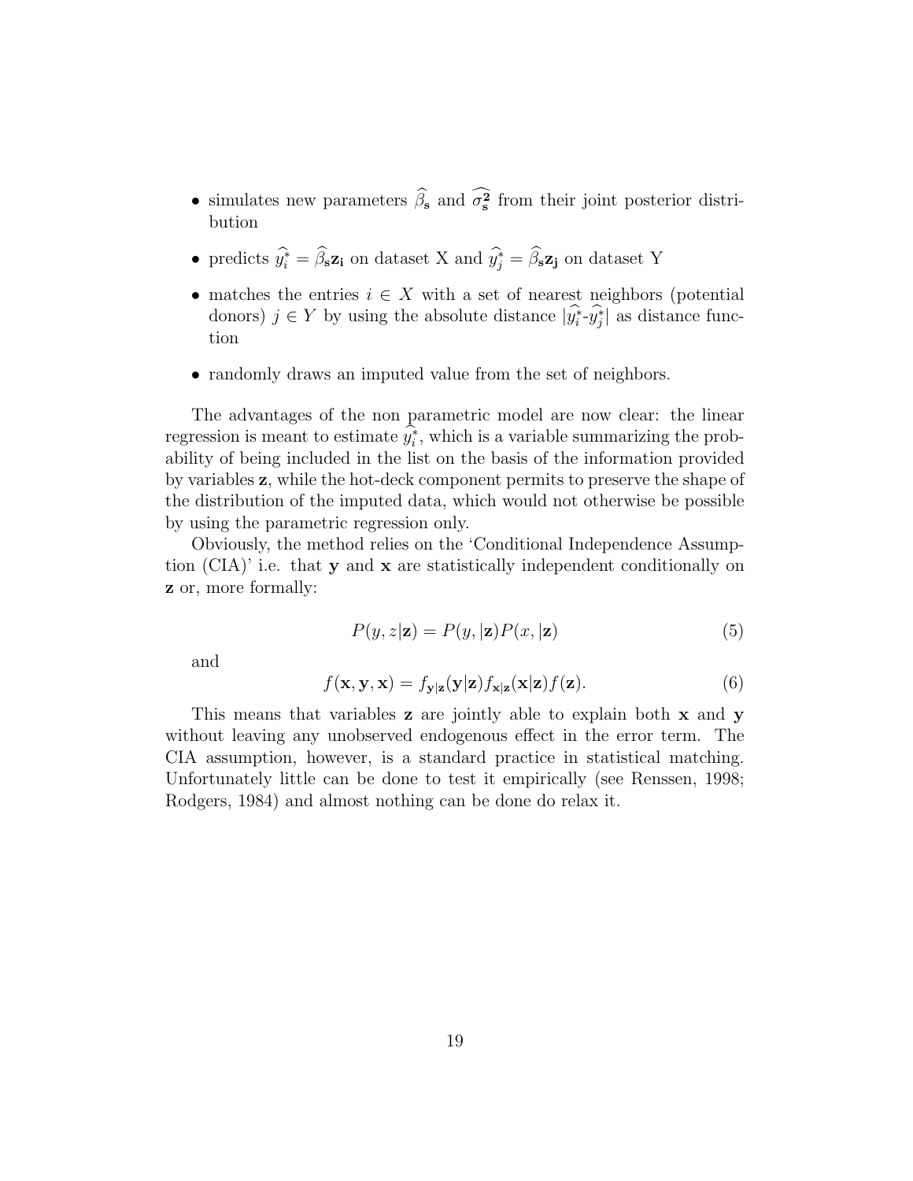- simulates new parameters $\widehat{\beta_{\mathbf{s}}}$ and $\widehat{\sigma^{\mathbf{2}}_{\mathbf{s}}}$ from their joint posterior distribution
- predicts $\widehat{y^*_i} = \widehat{\beta}_{\mathbf{s}}\mathbf{z_i}$ on dataset X and $\widehat{y^*_j} = \widehat{\beta}_{\mathbf{s}}\mathbf{z_j}$ on dataset Y
- matches the entries $i \in X$ with a set of nearest neighbors (potential donors) $j \in Y$ by using the absolute distance $|\widehat{y^*_i}$-$\widehat{y^*_j}|$ as distance function
- randomly draws an imputed value from the set of neighbors.

The advantages of the non parametric model are now clear: the linear regression is meant to estimate $\widehat{y^*_i}$, which is a variable summarizing the probability of being included in the list on the basis of the information provided by variables $\mathbf{z}$, while the hot-deck component permits to preserve the shape of the distribution of the imputed data, which would not otherwise be possible by using the parametric regression only.

Obviously, the method relies on the 'Conditional Independence Assumption (CIA)' i.e. that $\mathbf{y}$ and $\mathbf{x}$ are statistically independent conditionally on $\mathbf{z}$ or, more formally:

$$P(y, z|\mathbf{z}) = P(y, |\mathbf{z})P(x, |\mathbf{z}) \tag{5}$$

and

$$f(\mathbf{x}, \mathbf{y}, \mathbf{x}) = f_{\mathbf{y}|\mathbf{z}}(\mathbf{y}|\mathbf{z})f_{\mathbf{x}|\mathbf{z}}(\mathbf{x}|\mathbf{z})f(\mathbf{z}). \tag{6}$$

This means that variables $\mathbf{z}$ are jointly able to explain both $\mathbf{x}$ and $\mathbf{y}$ without leaving any unobserved endogenous effect in the error term. The CIA assumption, however, is a standard practice in statistical matching. Unfortunately little can be done to test it empirically (see Renssen, 1998; Rodgers, 1984) and almost nothing can be done do relax it.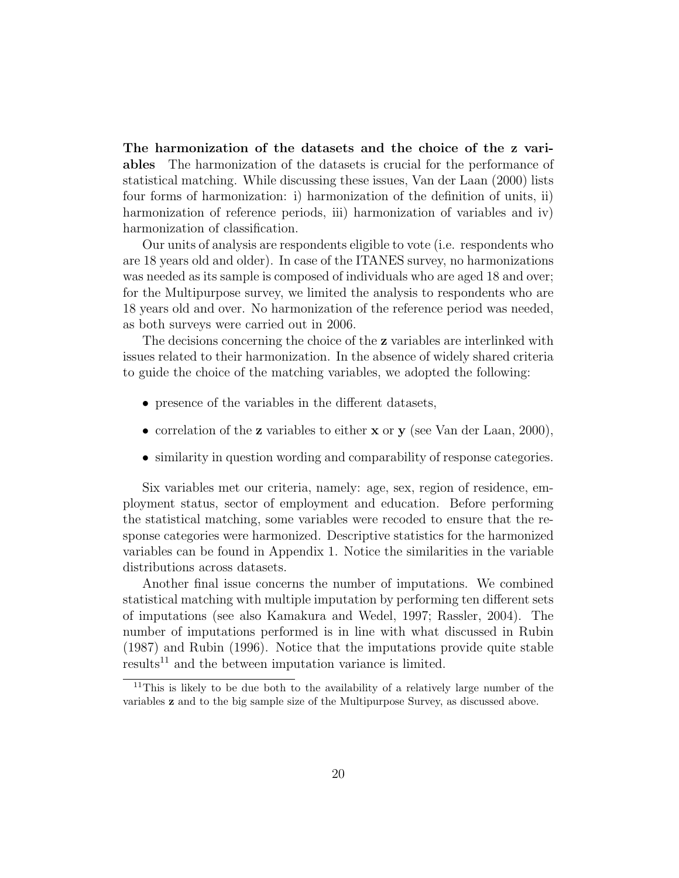**The harmonization of the datasets and the choice of the z variables** The harmonization of the datasets is crucial for the performance of statistical matching. While discussing these issues, Van der Laan (2000) lists four forms of harmonization: i) harmonization of the definition of units, ii) harmonization of reference periods, iii) harmonization of variables and iv) harmonization of classification.

Our units of analysis are respondents eligible to vote (i.e. respondents who are 18 years old and older). In case of the ITANES survey, no harmonizations was needed as its sample is composed of individuals who are aged 18 and over; for the Multipurpose survey, we limited the analysis to respondents who are 18 years old and over. No harmonization of the reference period was needed, as both surveys were carried out in 2006.

The decisions concerning the choice of the $\mathbf{z}$ variables are interlinked with issues related to their harmonization. In the absence of widely shared criteria to guide the choice of the matching variables, we adopted the following:

- presence of the variables in the different datasets,
- correlation of the $\mathbf{z}$ variables to either $\mathbf{x}$ or $\mathbf{y}$ (see Van der Laan, 2000),
- similarity in question wording and comparability of response categories.

Six variables met our criteria, namely: age, sex, region of residence, employment status, sector of employment and education. Before performing the statistical matching, some variables were recoded to ensure that the response categories were harmonized. Descriptive statistics for the harmonized variables can be found in Appendix 1. Notice the similarities in the variable distributions across datasets.

Another final issue concerns the number of imputations. We combined statistical matching with multiple imputation by performing ten different sets of imputations (see also Kamakura and Wedel, 1997; Rassler, 2004). The number of imputations performed is in line with what discussed in Rubin (1987) and Rubin (1996). Notice that the imputations provide quite stable results[11] and the between imputation variance is limited.

[11] This is likely to be due both to the availability of a relatively large number of the variables $\mathbf{z}$ and to the big sample size of the Multipurpose Survey, as discussed above.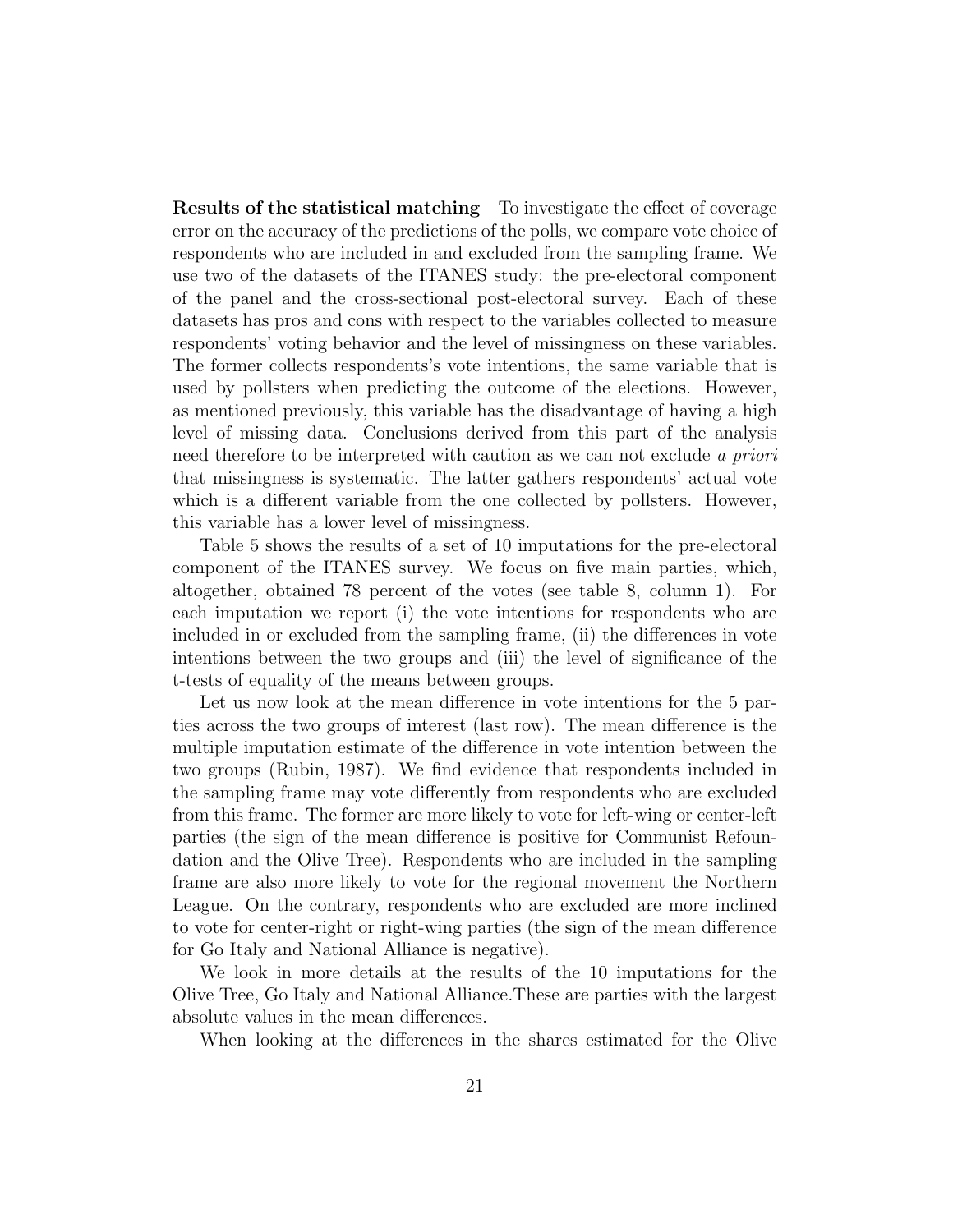**Results of the statistical matching** To investigate the effect of coverage error on the accuracy of the predictions of the polls, we compare vote choice of respondents who are included in and excluded from the sampling frame. We use two of the datasets of the ITANES study: the pre-electoral component of the panel and the cross-sectional post-electoral survey. Each of these datasets has pros and cons with respect to the variables collected to measure respondents' voting behavior and the level of missingness on these variables. The former collects respondents's vote intentions, the same variable that is used by pollsters when predicting the outcome of the elections. However, as mentioned previously, this variable has the disadvantage of having a high level of missing data. Conclusions derived from this part of the analysis need therefore to be interpreted with caution as we can not exclude *a priori* that missingness is systematic. The latter gathers respondents' actual vote which is a different variable from the one collected by pollsters. However, this variable has a lower level of missingness.

Table 5 shows the results of a set of 10 imputations for the pre-electoral component of the ITANES survey. We focus on five main parties, which, altogether, obtained 78 percent of the votes (see table 8, column 1). For each imputation we report (i) the vote intentions for respondents who are included in or excluded from the sampling frame, (ii) the differences in vote intentions between the two groups and (iii) the level of significance of the t-tests of equality of the means between groups.

Let us now look at the mean difference in vote intentions for the 5 parties across the two groups of interest (last row). The mean difference is the multiple imputation estimate of the difference in vote intention between the two groups (Rubin, 1987). We find evidence that respondents included in the sampling frame may vote differently from respondents who are excluded from this frame. The former are more likely to vote for left-wing or center-left parties (the sign of the mean difference is positive for Communist Refoundation and the Olive Tree). Respondents who are included in the sampling frame are also more likely to vote for the regional movement the Northern League. On the contrary, respondents who are excluded are more inclined to vote for center-right or right-wing parties (the sign of the mean difference for Go Italy and National Alliance is negative).

We look in more details at the results of the 10 imputations for the Olive Tree, Go Italy and National Alliance.These are parties with the largest absolute values in the mean differences.

When looking at the differences in the shares estimated for the Olive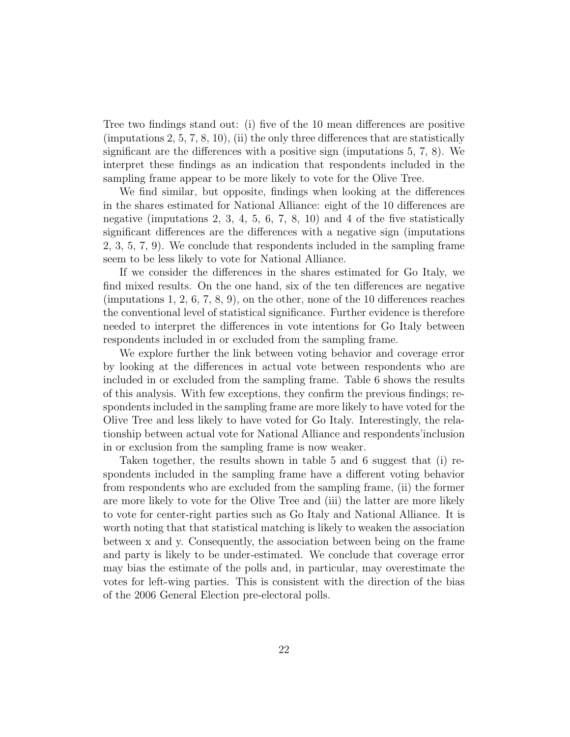Tree two findings stand out: (i) five of the 10 mean differences are positive (imputations 2, 5, 7, 8, 10), (ii) the only three differences that are statistically significant are the differences with a positive sign (imputations 5, 7, 8). We interpret these findings as an indication that respondents included in the sampling frame appear to be more likely to vote for the Olive Tree.

We find similar, but opposite, findings when looking at the differences in the shares estimated for National Alliance: eight of the 10 differences are negative (imputations 2, 3, 4, 5, 6, 7, 8, 10) and 4 of the five statistically significant differences are the differences with a negative sign (imputations 2, 3, 5, 7, 9). We conclude that respondents included in the sampling frame seem to be less likely to vote for National Alliance.

If we consider the differences in the shares estimated for Go Italy, we find mixed results. On the one hand, six of the ten differences are negative (imputations 1, 2, 6, 7, 8, 9), on the other, none of the 10 differences reaches the conventional level of statistical significance. Further evidence is therefore needed to interpret the differences in vote intentions for Go Italy between respondents included in or excluded from the sampling frame.

We explore further the link between voting behavior and coverage error by looking at the differences in actual vote between respondents who are included in or excluded from the sampling frame. Table 6 shows the results of this analysis. With few exceptions, they confirm the previous findings; respondents included in the sampling frame are more likely to have voted for the Olive Tree and less likely to have voted for Go Italy. Interestingly, the relationship between actual vote for National Alliance and respondents'inclusion in or exclusion from the sampling frame is now weaker.

Taken together, the results shown in table 5 and 6 suggest that (i) respondents included in the sampling frame have a different voting behavior from respondents who are excluded from the sampling frame, (ii) the former are more likely to vote for the Olive Tree and (iii) the latter are more likely to vote for center-right parties such as Go Italy and National Alliance. It is worth noting that that statistical matching is likely to weaken the association between x and y. Consequently, the association between being on the frame and party is likely to be under-estimated. We conclude that coverage error may bias the estimate of the polls and, in particular, may overestimate the votes for left-wing parties. This is consistent with the direction of the bias of the 2006 General Election pre-electoral polls.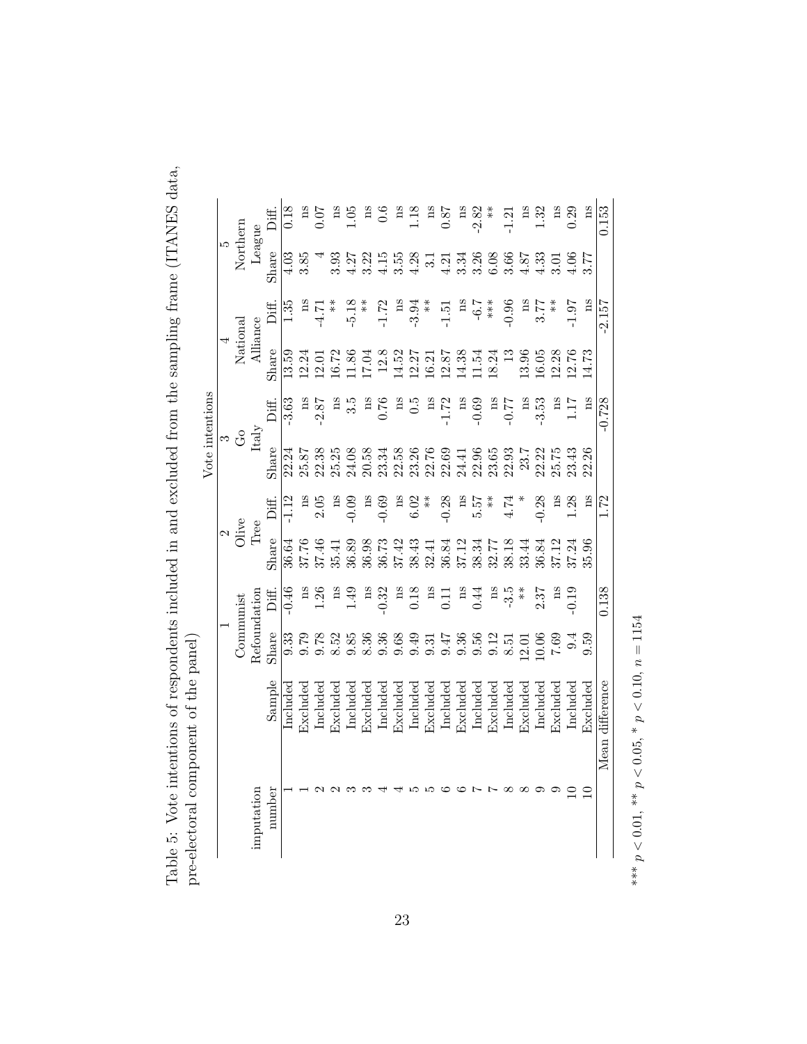Table 5: Vote intentions of respondents included in and excluded from the sampling frame (ITANES data, pre-electoral component of the panel)

| | | Vote intentions | | | | | | | | | |
|---|---|---|---|---|---|---|---|---|---|---|---|
| | | 1 | | 2 | | 3 | | 4 | | 5 | |
| imputation | | Communist Refoundation | | Olive Tree | | Go Italy | | National Alliance | | Northern League | |
| number | Sample | Share | Diff. | Share | Diff. | Share | Diff. | Share | Diff. | Share | Diff. |
| 1 | Included | 9.33 | -0.46 | 36.64 | -1.12 | 22.24 | -3.63 | 13.59 | 1.35 | 4.03 | 0.18 |
| 1 | Excluded | 9.79 | ns | 37.76 | ns | 25.87 | ns | 12.24 | ns | 3.85 | ns |
| 2 | Included | 9.78 | 1.26 | 37.46 | 2.05 | 22.38 | -2.87 | 12.01 | -4.71 | 4 | 0.07 |
| 2 | Excluded | 8.52 | ns | 35.41 | ns | 25.25 | ns | 16.72 | ** | 3.93 | ns |
| 3 | Included | 9.85 | 1.49 | 36.89 | -0.09 | 24.08 | 3.5 | 11.86 | -5.18 | 4.27 | 1.05 |
| 3 | Excluded | 8.36 | ns | 36.98 | ns | 20.58 | ns | 17.04 | ** | 3.22 | ns |
| 4 | Included | 9.36 | -0.32 | 36.73 | -0.69 | 23.34 | 0.76 | 12.8 | -1.72 | 4.15 | 0.6 |
| 4 | Excluded | 9.68 | ns | 37.42 | ns | 22.58 | ns | 14.52 | ns | 3.55 | ns |
| 5 | Included | 9.49 | 0.18 | 38.43 | 6.02 | 23.26 | 0.5 | 12.27 | -3.94 | 4.28 | 1.18 |
| 5 | Excluded | 9.31 | ns | 32.41 | ** | 22.76 | ns | 16.21 | ** | 3.1 | ns |
| 6 | Included | 9.47 | 0.11 | 36.84 | -0.28 | 22.69 | -1.72 | 12.87 | -1.51 | 4.21 | 0.87 |
| 6 | Excluded | 9.36 | ns | 37.12 | ns | 24.41 | ns | 14.38 | ns | 3.34 | ns |
| 7 | Included | 9.56 | 0.44 | 38.34 | 5.57 | 22.96 | -0.69 | 11.54 | -6.7 | 3.26 | -2.82 |
| 7 | Excluded | 9.12 | ns | 32.77 | ** | 23.65 | ns | 18.24 | *** | 6.08 | ** |
| 8 | Included | 8.51 | -3.5 | 38.18 | 4.74 | 22.93 | -0.77 | 13 | -0.96 | 3.66 | -1.21 |
| 8 | Excluded | 12.01 | ** | 33.44 | * | 23.7 | ns | 13.96 | ns | 4.87 | ns |
| 9 | Included | 10.06 | 2.37 | 36.84 | -0.28 | 22.22 | -3.53 | 16.05 | 3.77 | 4.33 | 1.32 |
| 9 | Excluded | 7.69 | ns | 37.12 | ns | 25.75 | ns | 12.28 | ** | 3.01 | ns |
| 10 | Included | 9.4 | -0.19 | 37.24 | 1.28 | 23.43 | 1.17 | 12.76 | -1.97 | 4.06 | 0.29 |
| 10 | Excluded | 9.59 | | 35.96 | ns | 22.26 | ns | 14.73 | ns | 3.77 | ns |
| Mean difference | | | 0.138 | | 1.72 | | -0.728 | | -2.157 | | 0.153 |

*** $p < 0.01$, ** $p < 0.05$, * $p < 0.10$, $n = 1154$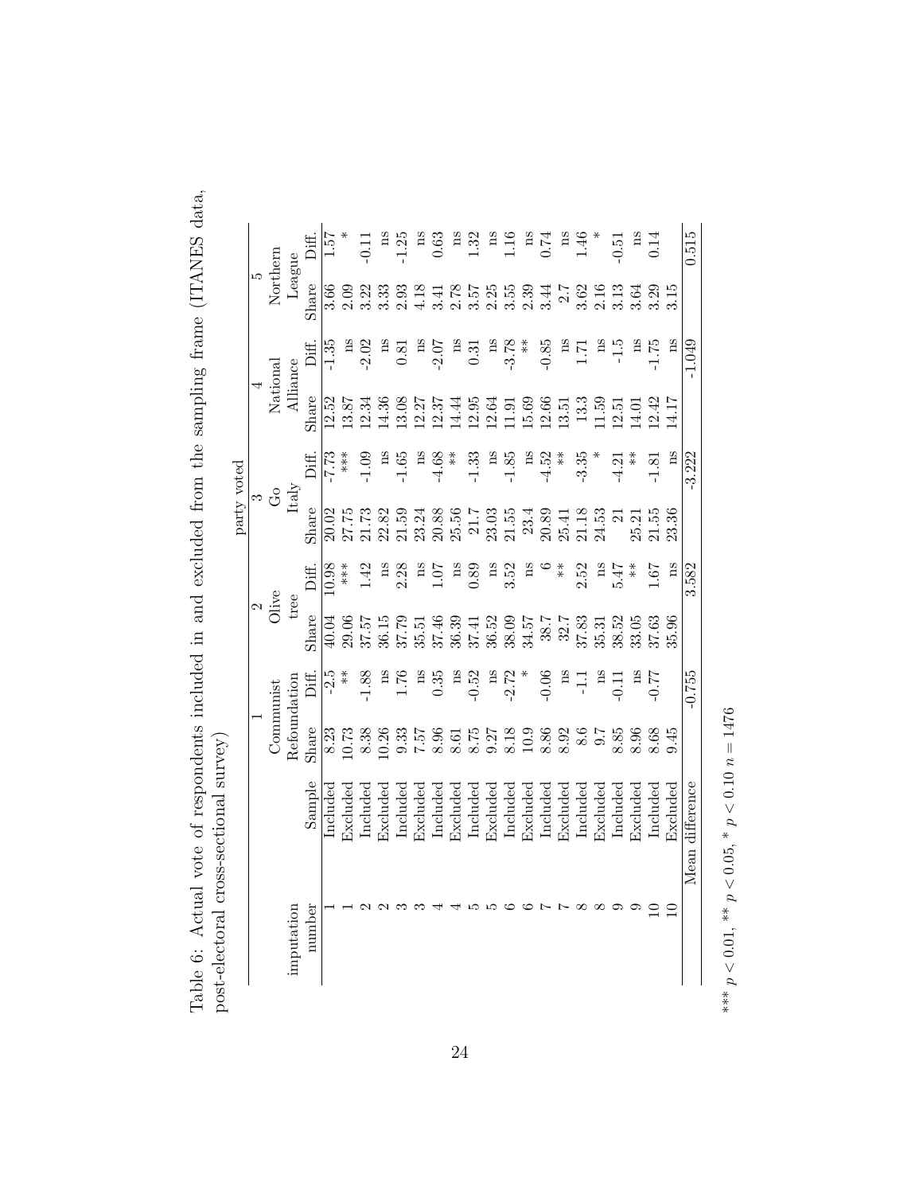Table 6: Actual vote of respondents included in and excluded from the sampling frame (ITANES data, post-electoral cross-sectional survey)

| | | party voted | | | | | | | | | |
|---|---|---|---|---|---|---|---|---|---|---|---|
| | | 1 | | 2 | | 3 | | 4 | | 5 | |
| | | Communist Refoundation | | Olive tree | | Go Italy | | National Alliance | | Northern League | |
| imputation number | Sample | Share | Diff. | Share | Diff. | Share | Diff. | Share | Diff. | Share | Diff. |
| 1 | Included | 8.23 | -2.5 | 40.04 | 10.98 | 20.02 | -7.73 | 12.52 | -1.35 | 3.66 | 1.57 |
| 1 | Excluded | 10.73 | ** | 29.06 | *** | 27.75 | *** | 13.87 | ns | 2.09 | * |
| 2 | Included | 8.38 | -1.88 | 37.57 | 1.42 | 21.73 | -1.09 | 12.34 | -2.02 | 3.22 | -0.11 |
| 2 | Excluded | 10.26 | ns | 36.15 | ns | 22.82 | ns | 14.36 | ns | 3.33 | ns |
| 3 | Included | 9.33 | 1.76 | 37.79 | 2.28 | 21.59 | -1.65 | 13.08 | 0.81 | 2.93 | -1.25 |
| 3 | Excluded | 7.57 | ns | 35.51 | ns | 23.24 | ns | 12.27 | ns | 4.18 | ns |
| 4 | Included | 8.96 | 0.35 | 37.46 | 1.07 | 20.88 | -4.68 | 12.37 | -2.07 | 3.41 | 0.63 |
| 4 | Excluded | 8.61 | ns | 36.39 | ns | 25.56 | ** | 14.44 | ns | 2.78 | ns |
| 5 | Included | 8.75 | -0.52 | 37.41 | 0.89 | 21.7 | -1.33 | 12.95 | 0.31 | 3.57 | 1.32 |
| 5 | Excluded | 9.27 | ns | 36.52 | ns | 23.03 | ns | 12.64 | ns | 2.25 | ns |
| 6 | Included | 8.18 | -2.72 | 38.09 | 3.52 | 21.55 | -1.85 | 11.91 | -3.78 | 3.55 | 1.16 |
| 6 | Excluded | 10.9 | * | 34.57 | ns | 23.4 | ns | 15.69 | ** | 2.39 | ns |
| 7 | Included | 8.86 | -0.06 | 38.7 | 6 | 20.89 | -4.52 | 12.66 | -0.85 | 3.44 | 0.74 |
| 7 | Excluded | 8.92 | ns | 32.7 | ** | 25.41 | ** | 13.51 | ns | 2.7 | ns |
| 8 | Included | 8.6 | -1.1 | 37.83 | 2.52 | 21.18 | -3.35 | 13.3 | 1.71 | 3.62 | 1.46 |
| 8 | Excluded | 9.7 | ns | 35.31 | ns | 24.53 | * | 11.59 | ns | 2.16 | * |
| 9 | Included | 8.85 | -0.11 | 38.52 | 5.47 | 21 | -4.21 | 12.51 | -1.5 | 3.13 | -0.51 |
| 9 | Excluded | 8.96 | ns | 33.05 | ** | 25.21 | ** | 14.01 | ns | 3.64 | ns |
| 10 | Included | 8.68 | -0.77 | 37.63 | 1.67 | 21.55 | -1.81 | 12.42 | -1.75 | 3.29 | 0.14 |
| 10 | Excluded | 9.45 | ns | 35.96 | ns | 23.36 | ns | 14.17 | ns | 3.15 | |
| | Mean difference | | -0.755 | | 3.582 | | -3.222 | | -1.049 | | 0.515 |

*** $p < 0.01$, ** $p < 0.05$, * $p < 0.10$ $n = 1476$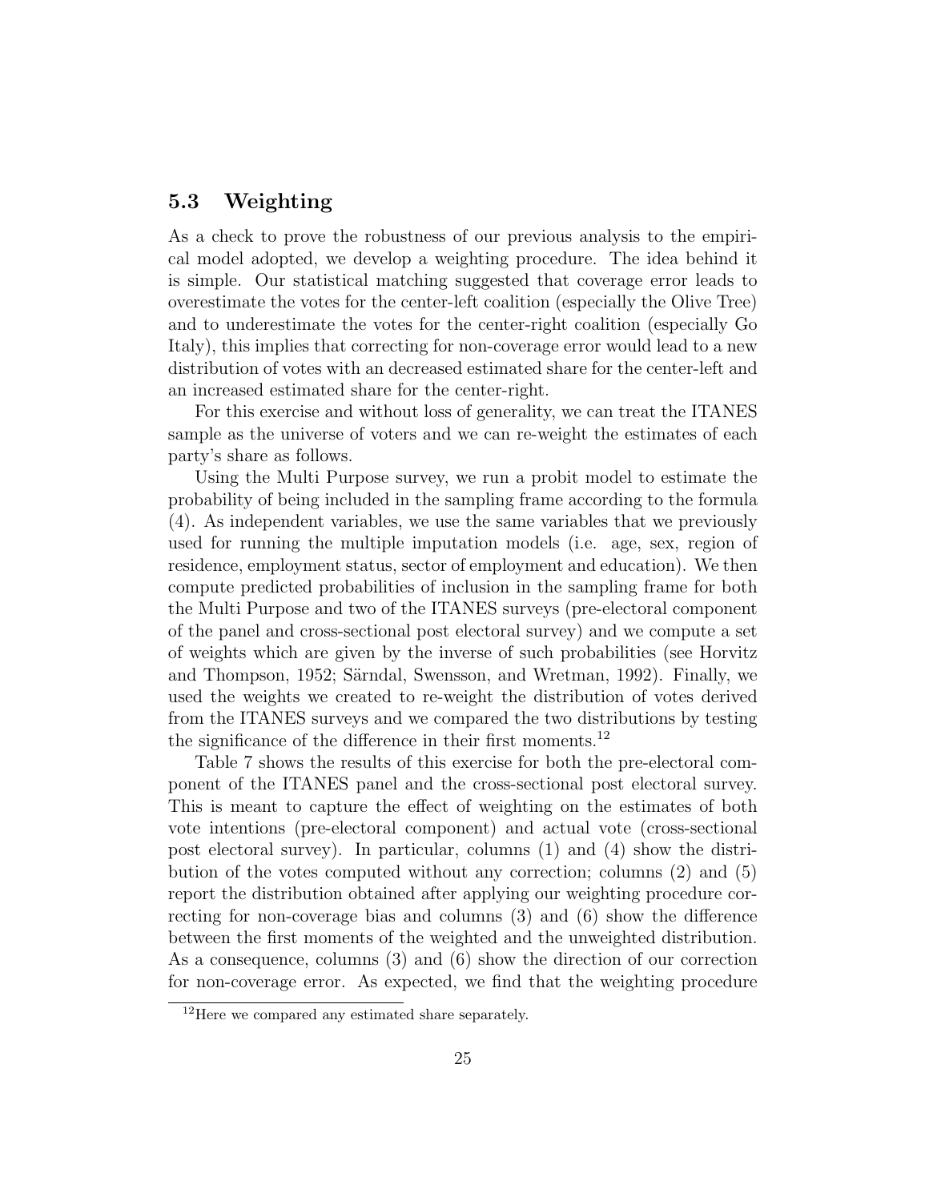### 5.3 Weighting

As a check to prove the robustness of our previous analysis to the empirical model adopted, we develop a weighting procedure. The idea behind it is simple. Our statistical matching suggested that coverage error leads to overestimate the votes for the center-left coalition (especially the Olive Tree) and to underestimate the votes for the center-right coalition (especially Go Italy), this implies that correcting for non-coverage error would lead to a new distribution of votes with an decreased estimated share for the center-left and an increased estimated share for the center-right.

For this exercise and without loss of generality, we can treat the ITANES sample as the universe of voters and we can re-weight the estimates of each party's share as follows.

Using the Multi Purpose survey, we run a probit model to estimate the probability of being included in the sampling frame according to the formula (4). As independent variables, we use the same variables that we previously used for running the multiple imputation models (i.e. age, sex, region of residence, employment status, sector of employment and education). We then compute predicted probabilities of inclusion in the sampling frame for both the Multi Purpose and two of the ITANES surveys (pre-electoral component of the panel and cross-sectional post electoral survey) and we compute a set of weights which are given by the inverse of such probabilities (see Horvitz and Thompson, 1952; Särndal, Swensson, and Wretman, 1992). Finally, we used the weights we created to re-weight the distribution of votes derived from the ITANES surveys and we compared the two distributions by testing the significance of the difference in their first moments.[12]

Table 7 shows the results of this exercise for both the pre-electoral component of the ITANES panel and the cross-sectional post electoral survey. This is meant to capture the effect of weighting on the estimates of both vote intentions (pre-electoral component) and actual vote (cross-sectional post electoral survey). In particular, columns (1) and (4) show the distribution of the votes computed without any correction; columns (2) and (5) report the distribution obtained after applying our weighting procedure correcting for non-coverage bias and columns (3) and (6) show the difference between the first moments of the weighted and the unweighted distribution. As a consequence, columns (3) and (6) show the direction of our correction for non-coverage error. As expected, we find that the weighting procedure

[12] Here we compared any estimated share separately.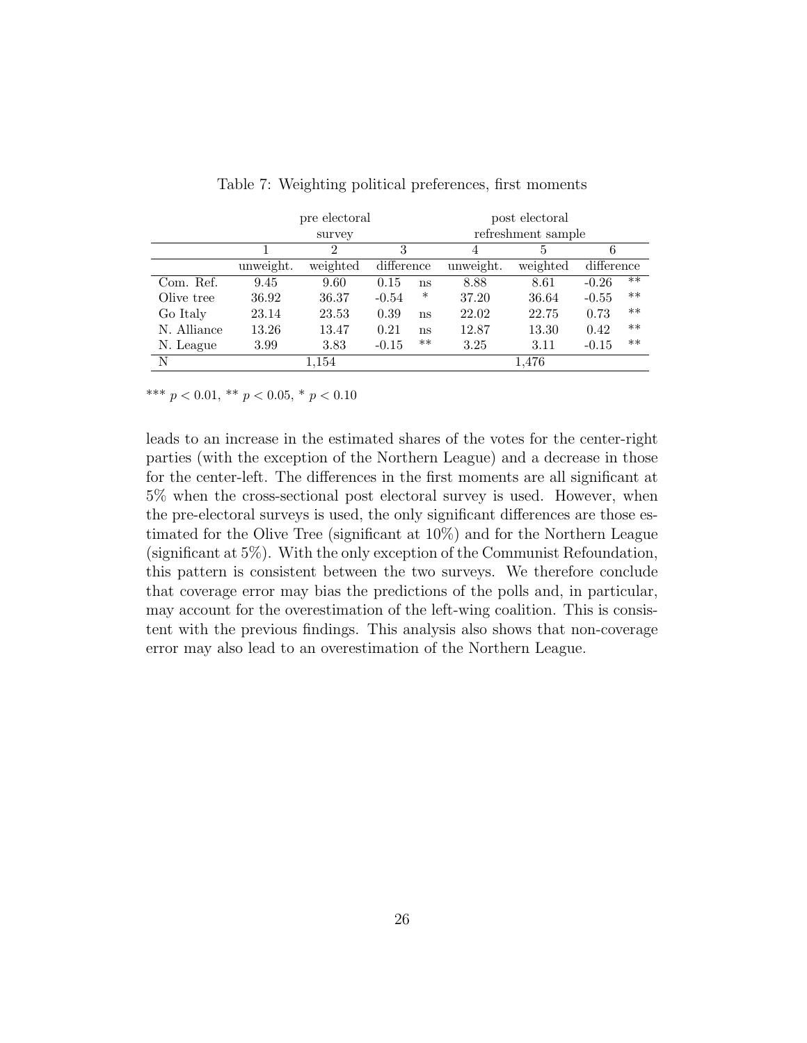Table 7: Weighting political preferences, first moments

| | pre electoral survey | | | | post electoral refreshment sample | | | |
|---|---|---|---|---|---|---|---|---|
| | 1 | 2 | 3 | | 4 | 5 | 6 | |
| | unweight. | weighted | difference | | unweight. | weighted | difference | |
| Com. Ref. | 9.45 | 9.60 | 0.15 | ns | 8.88 | 8.61 | -0.26 | ** |
| Olive tree | 36.92 | 36.37 | -0.54 | * | 37.20 | 36.64 | -0.55 | ** |
| Go Italy | 23.14 | 23.53 | 0.39 | ns | 22.02 | 22.75 | 0.73 | ** |
| N. Alliance | 13.26 | 13.47 | 0.21 | ns | 12.87 | 13.30 | 0.42 | ** |
| N. League | 3.99 | 3.83 | -0.15 | ** | 3.25 | 3.11 | -0.15 | ** |
| N | | 1,154 | | | | 1,476 | | |

*** $p < 0.01$, ** $p < 0.05$, * $p < 0.10$

leads to an increase in the estimated shares of the votes for the center-right parties (with the exception of the Northern League) and a decrease in those for the center-left. The differences in the first moments are all significant at 5% when the cross-sectional post electoral survey is used. However, when the pre-electoral surveys is used, the only significant differences are those estimated for the Olive Tree (significant at 10%) and for the Northern League (significant at 5%). With the only exception of the Communist Refoundation, this pattern is consistent between the two surveys. We therefore conclude that coverage error may bias the predictions of the polls and, in particular, may account for the overestimation of the left-wing coalition. This is consistent with the previous findings. This analysis also shows that non-coverage error may also lead to an overestimation of the Northern League.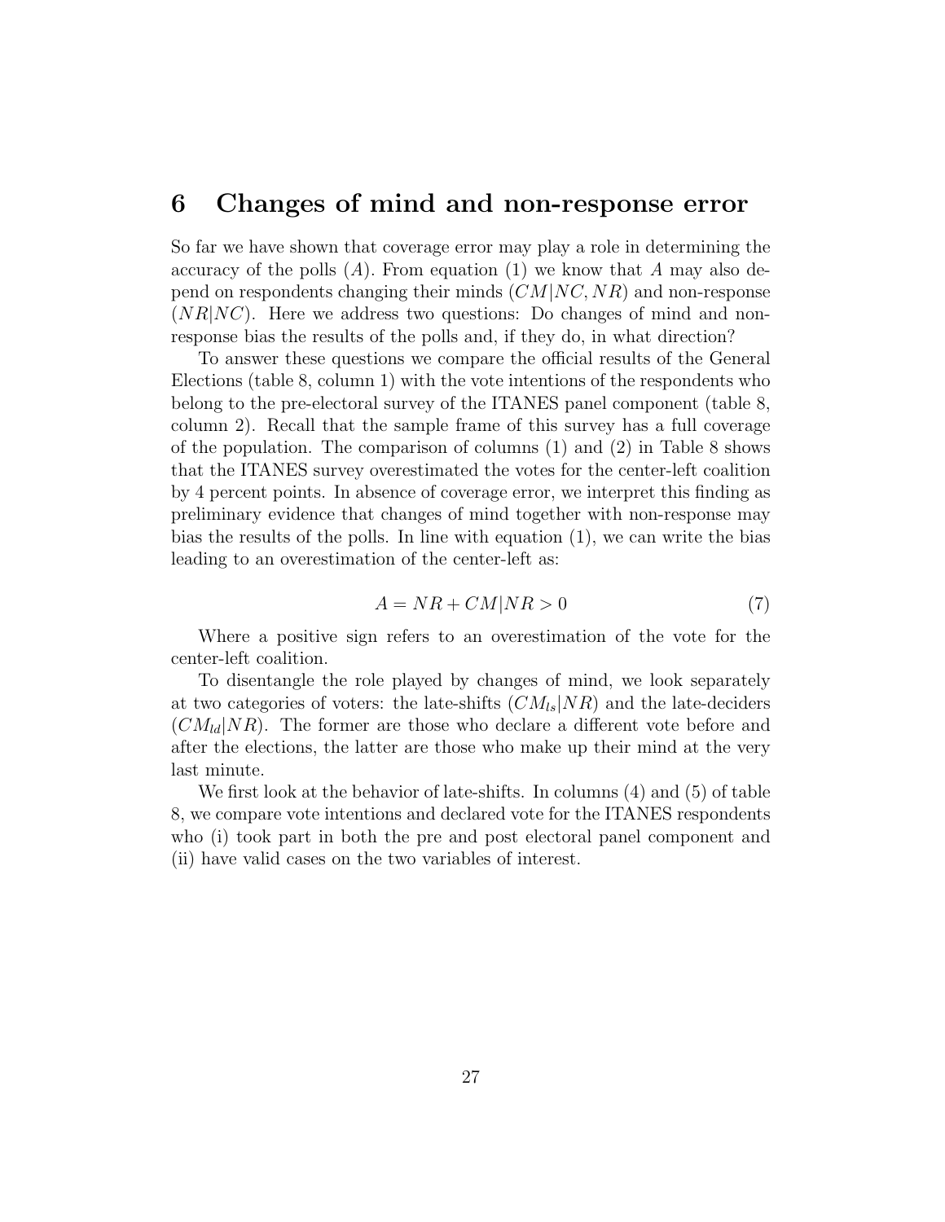# 6 Changes of mind and non-response error

So far we have shown that coverage error may play a role in determining the accuracy of the polls ($A$). From equation (1) we know that $A$ may also depend on respondents changing their minds ($CM|NC, NR$) and non-response ($NR|NC$). Here we address two questions: Do changes of mind and non-response bias the results of the polls and, if they do, in what direction?

To answer these questions we compare the official results of the General Elections (table 8, column 1) with the vote intentions of the respondents who belong to the pre-electoral survey of the ITANES panel component (table 8, column 2). Recall that the sample frame of this survey has a full coverage of the population. The comparison of columns (1) and (2) in Table 8 shows that the ITANES survey overestimated the votes for the center-left coalition by 4 percent points. In absence of coverage error, we interpret this finding as preliminary evidence that changes of mind together with non-response may bias the results of the polls. In line with equation (1), we can write the bias leading to an overestimation of the center-left as:

$$A = NR + CM|NR > 0 \tag{7}$$

Where a positive sign refers to an overestimation of the vote for the center-left coalition.

To disentangle the role played by changes of mind, we look separately at two categories of voters: the late-shifts ($CM_{ls}|NR$) and the late-deciders ($CM_{ld}|NR$). The former are those who declare a different vote before and after the elections, the latter are those who make up their mind at the very last minute.

We first look at the behavior of late-shifts. In columns (4) and (5) of table 8, we compare vote intentions and declared vote for the ITANES respondents who (i) took part in both the pre and post electoral panel component and (ii) have valid cases on the two variables of interest.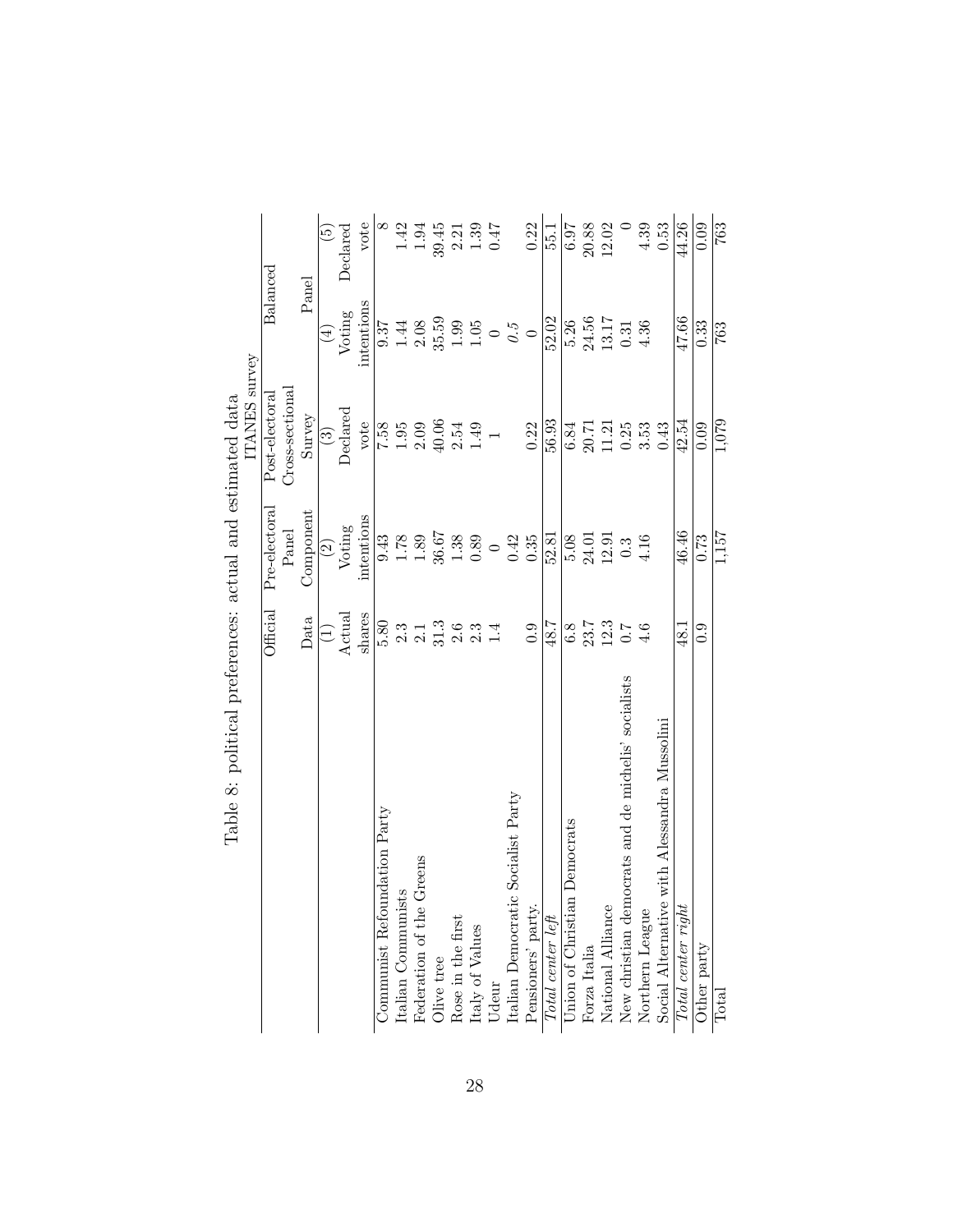Table 8: political preferences: actual and estimated data

| | Official | ITANES survey | | | |
|---|---|---|---|---|---|
| | Data | Pre-electoral Panel Component | Post-electoral Cross-sectional Survey | Balanced Panel | |
| | (1) | (2) | (3) | (4) | (5) |
| | Actual shares | Voting intentions | Declared vote | Voting intentions | Declared vote |
| Communist Refoundation Party | 5.80 | 9.43 | 7.58 | 9.37 | 8 |
| Italian Communists | 2.3 | 1.78 | 1.95 | 1.44 | 1.42 |
| Federation of the Greens | 2.1 | 1.89 | 2.09 | 2.08 | 1.94 |
| Olive tree | 31.3 | 36.67 | 40.06 | 35.59 | 39.45 |
| Rose in the first | 2.6 | 1.38 | 2.54 | 1.99 | 2.21 |
| Italy of Values | 2.3 | 0.89 | 1.49 | 1.05 | 1.39 |
| Udeur | 1.4 | 0 | 1 | 0 | 0.47 |
| Italian Democratic Socialist Party | | 0.42 | | *0.5* | |
| Pensioners' party. | 0.9 | 0.35 | 0.22 | 0 | 0.22 |
| *Total center left* | 48.7 | 52.81 | 56.93 | 52.02 | 55.1 |
| Union of Christian Democrats | 6.8 | 5.08 | 6.84 | 5.26 | 6.97 |
| Forza Italia | 23.7 | 24.01 | 20.71 | 24.56 | 20.88 |
| National Alliance | 12.3 | 12.91 | 11.21 | 13.17 | 12.02 |
| New christian democrats and de michelis' socialists | 0.7 | 0.3 | 0.25 | 0.31 | 0 |
| Northern League | 4.6 | 4.16 | 3.53 | 4.36 | 4.39 |
| Social Alternative with Alessandra Mussolini | | | 0.43 | | 0.53 |
| *Total center right* | 48.1 | 46.46 | 42.54 | 47.66 | 44.26 |
| Other party | 0.9 | 0.73 | 0.09 | 0.33 | 0.09 |
| Total | | 1,157 | 1,079 | 763 | 763 |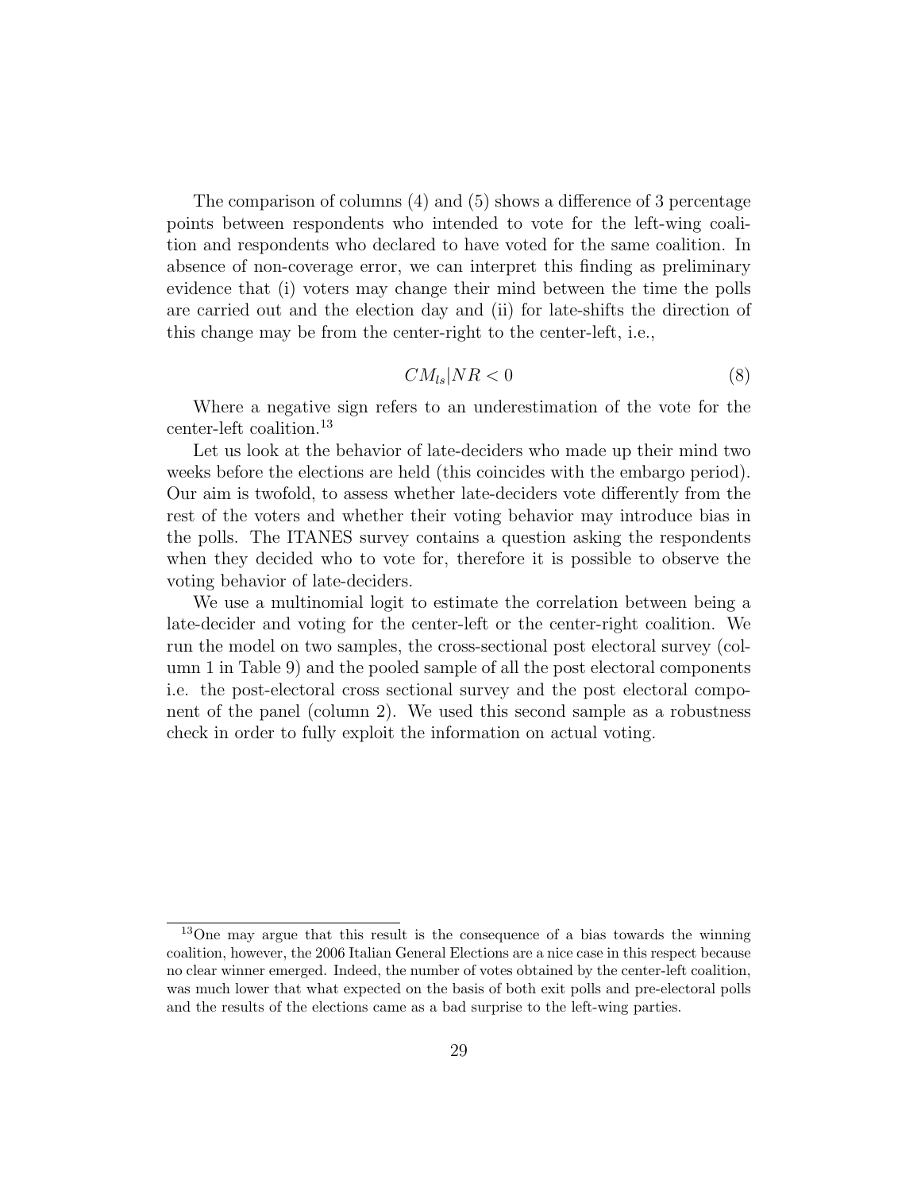The comparison of columns (4) and (5) shows a difference of 3 percentage points between respondents who intended to vote for the left-wing coalition and respondents who declared to have voted for the same coalition. In absence of non-coverage error, we can interpret this finding as preliminary evidence that (i) voters may change their mind between the time the polls are carried out and the election day and (ii) for late-shifts the direction of this change may be from the center-right to the center-left, i.e.,

$$CM_{ls}|NR < 0 \tag{8}$$

Where a negative sign refers to an underestimation of the vote for the center-left coalition.[13]

Let us look at the behavior of late-deciders who made up their mind two weeks before the elections are held (this coincides with the embargo period). Our aim is twofold, to assess whether late-deciders vote differently from the rest of the voters and whether their voting behavior may introduce bias in the polls. The ITANES survey contains a question asking the respondents when they decided who to vote for, therefore it is possible to observe the voting behavior of late-deciders.

We use a multinomial logit to estimate the correlation between being a late-decider and voting for the center-left or the center-right coalition. We run the model on two samples, the cross-sectional post electoral survey (column 1 in Table 9) and the pooled sample of all the post electoral components i.e. the post-electoral cross sectional survey and the post electoral component of the panel (column 2). We used this second sample as a robustness check in order to fully exploit the information on actual voting.

[13] One may argue that this result is the consequence of a bias towards the winning coalition, however, the 2006 Italian General Elections are a nice case in this respect because no clear winner emerged. Indeed, the number of votes obtained by the center-left coalition, was much lower that what expected on the basis of both exit polls and pre-electoral polls and the results of the elections came as a bad surprise to the left-wing parties.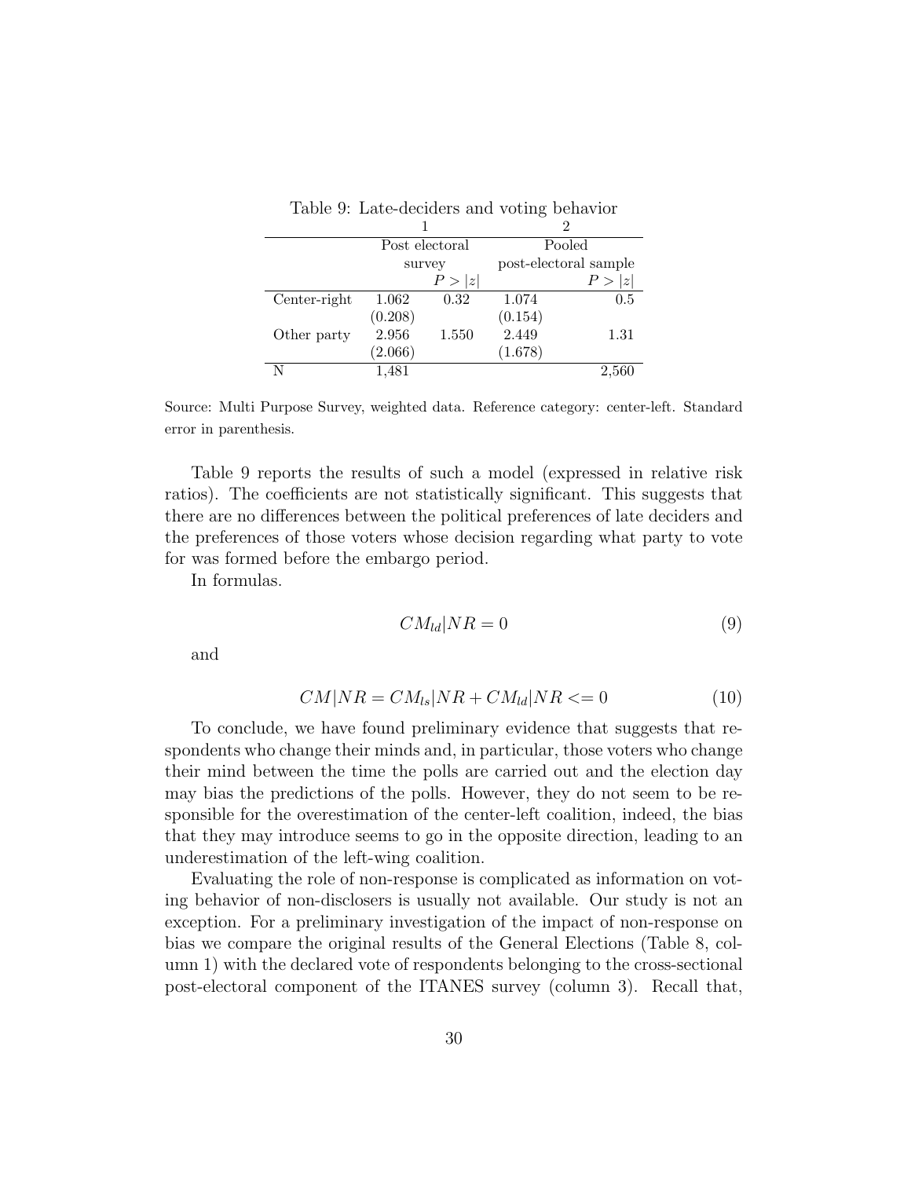Table 9: Late-deciders and voting behavior

| | 1 | | 2 | |
|---|---|---|---|---|
| | Post electoral survey | | Pooled post-electoral sample | |
| | | $P > \|z\|$ | | $P > \|z\|$ |
| Center-right | 1.062 | 0.32 | 1.074 | 0.5 |
| | (0.208) | | (0.154) | |
| Other party | 2.956 | 1.550 | 2.449 | 1.31 |
| | (2.066) | | (1.678) | |
| N | 1,481 | | | 2,560 |

Source: Multi Purpose Survey, weighted data. Reference category: center-left. Standard error in parenthesis.

Table 9 reports the results of such a model (expressed in relative risk ratios). The coefficients are not statistically significant. This suggests that there are no differences between the political preferences of late deciders and the preferences of those voters whose decision regarding what party to vote for was formed before the embargo period.

In formulas.

$$CM_{ld}|NR = 0 \tag{9}$$

and

$$CM|NR = CM_{ls}|NR + CM_{ld}|NR <= 0 \tag{10}$$

To conclude, we have found preliminary evidence that suggests that respondents who change their minds and, in particular, those voters who change their mind between the time the polls are carried out and the election day may bias the predictions of the polls. However, they do not seem to be responsible for the overestimation of the center-left coalition, indeed, the bias that they may introduce seems to go in the opposite direction, leading to an underestimation of the left-wing coalition.

Evaluating the role of non-response is complicated as information on voting behavior of non-disclosers is usually not available. Our study is not an exception. For a preliminary investigation of the impact of non-response on bias we compare the original results of the General Elections (Table 8, column 1) with the declared vote of respondents belonging to the cross-sectional post-electoral component of the ITANES survey (column 3). Recall that,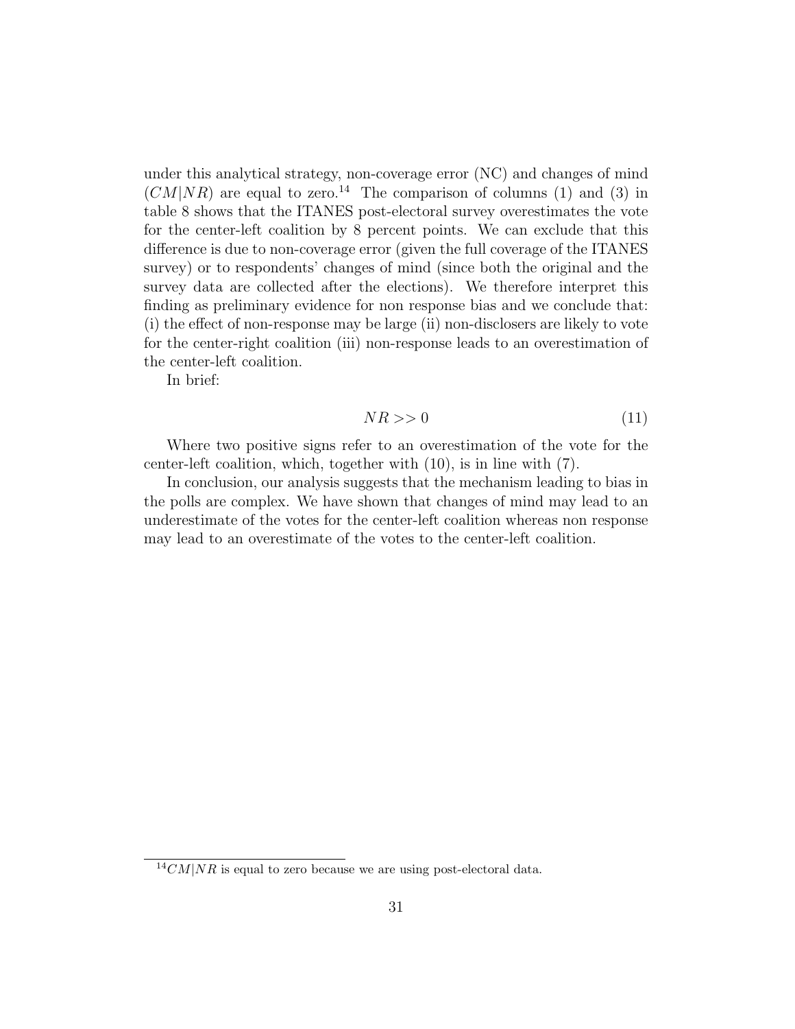under this analytical strategy, non-coverage error (NC) and changes of mind ($CM|NR$) are equal to zero.[14] The comparison of columns (1) and (3) in table 8 shows that the ITANES post-electoral survey overestimates the vote for the center-left coalition by 8 percent points. We can exclude that this difference is due to non-coverage error (given the full coverage of the ITANES survey) or to respondents' changes of mind (since both the original and the survey data are collected after the elections). We therefore interpret this finding as preliminary evidence for non response bias and we conclude that: (i) the effect of non-response may be large (ii) non-disclosers are likely to vote for the center-right coalition (iii) non-response leads to an overestimation of the center-left coalition.

In brief:

$$NR >> 0 \tag{11}$$

Where two positive signs refer to an overestimation of the vote for the center-left coalition, which, together with (10), is in line with (7).

In conclusion, our analysis suggests that the mechanism leading to bias in the polls are complex. We have shown that changes of mind may lead to an underestimate of the votes for the center-left coalition whereas non response may lead to an overestimate of the votes to the center-left coalition.

[14] $CM|NR$ is equal to zero because we are using post-electoral data.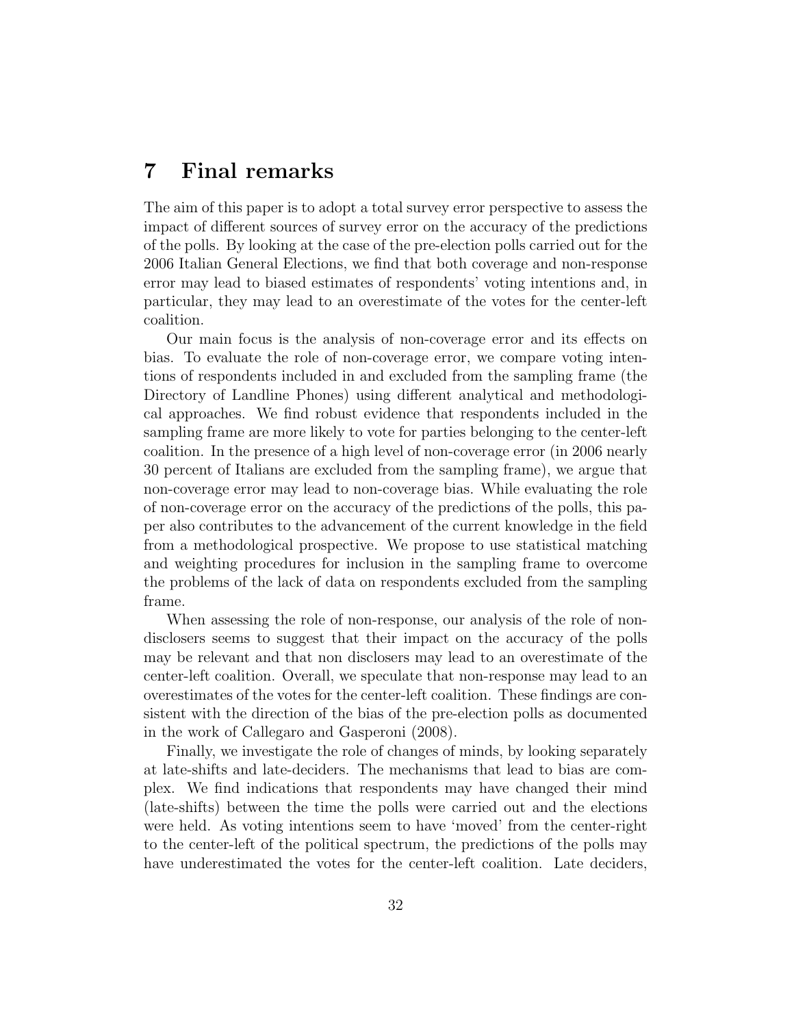## 7 Final remarks

The aim of this paper is to adopt a total survey error perspective to assess the impact of different sources of survey error on the accuracy of the predictions of the polls. By looking at the case of the pre-election polls carried out for the 2006 Italian General Elections, we find that both coverage and non-response error may lead to biased estimates of respondents' voting intentions and, in particular, they may lead to an overestimate of the votes for the center-left coalition.

Our main focus is the analysis of non-coverage error and its effects on bias. To evaluate the role of non-coverage error, we compare voting intentions of respondents included in and excluded from the sampling frame (the Directory of Landline Phones) using different analytical and methodological approaches. We find robust evidence that respondents included in the sampling frame are more likely to vote for parties belonging to the center-left coalition. In the presence of a high level of non-coverage error (in 2006 nearly 30 percent of Italians are excluded from the sampling frame), we argue that non-coverage error may lead to non-coverage bias. While evaluating the role of non-coverage error on the accuracy of the predictions of the polls, this paper also contributes to the advancement of the current knowledge in the field from a methodological prospective. We propose to use statistical matching and weighting procedures for inclusion in the sampling frame to overcome the problems of the lack of data on respondents excluded from the sampling frame.

When assessing the role of non-response, our analysis of the role of non-disclosers seems to suggest that their impact on the accuracy of the polls may be relevant and that non disclosers may lead to an overestimate of the center-left coalition. Overall, we speculate that non-response may lead to an overestimates of the votes for the center-left coalition. These findings are consistent with the direction of the bias of the pre-election polls as documented in the work of Callegaro and Gasperoni (2008).

Finally, we investigate the role of changes of minds, by looking separately at late-shifts and late-deciders. The mechanisms that lead to bias are complex. We find indications that respondents may have changed their mind (late-shifts) between the time the polls were carried out and the elections were held. As voting intentions seem to have 'moved' from the center-right to the center-left of the political spectrum, the predictions of the polls may have underestimated the votes for the center-left coalition. Late deciders,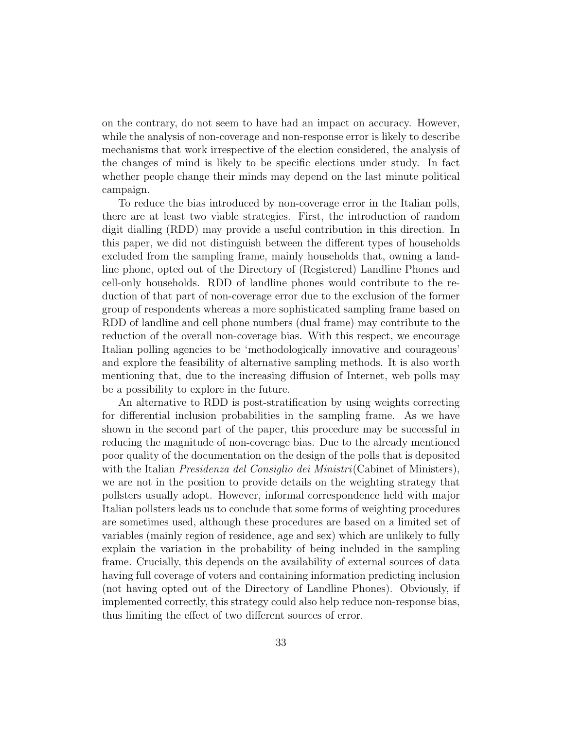on the contrary, do not seem to have had an impact on accuracy. However, while the analysis of non-coverage and non-response error is likely to describe mechanisms that work irrespective of the election considered, the analysis of the changes of mind is likely to be specific elections under study. In fact whether people change their minds may depend on the last minute political campaign.

To reduce the bias introduced by non-coverage error in the Italian polls, there are at least two viable strategies. First, the introduction of random digit dialling (RDD) may provide a useful contribution in this direction. In this paper, we did not distinguish between the different types of households excluded from the sampling frame, mainly households that, owning a landline phone, opted out of the Directory of (Registered) Landline Phones and cell-only households. RDD of landline phones would contribute to the reduction of that part of non-coverage error due to the exclusion of the former group of respondents whereas a more sophisticated sampling frame based on RDD of landline and cell phone numbers (dual frame) may contribute to the reduction of the overall non-coverage bias. With this respect, we encourage Italian polling agencies to be 'methodologically innovative and courageous' and explore the feasibility of alternative sampling methods. It is also worth mentioning that, due to the increasing diffusion of Internet, web polls may be a possibility to explore in the future.

An alternative to RDD is post-stratification by using weights correcting for differential inclusion probabilities in the sampling frame. As we have shown in the second part of the paper, this procedure may be successful in reducing the magnitude of non-coverage bias. Due to the already mentioned poor quality of the documentation on the design of the polls that is deposited with the Italian *Presidenza del Consiglio dei Ministri*(Cabinet of Ministers), we are not in the position to provide details on the weighting strategy that pollsters usually adopt. However, informal correspondence held with major Italian pollsters leads us to conclude that some forms of weighting procedures are sometimes used, although these procedures are based on a limited set of variables (mainly region of residence, age and sex) which are unlikely to fully explain the variation in the probability of being included in the sampling frame. Crucially, this depends on the availability of external sources of data having full coverage of voters and containing information predicting inclusion (not having opted out of the Directory of Landline Phones). Obviously, if implemented correctly, this strategy could also help reduce non-response bias, thus limiting the effect of two different sources of error.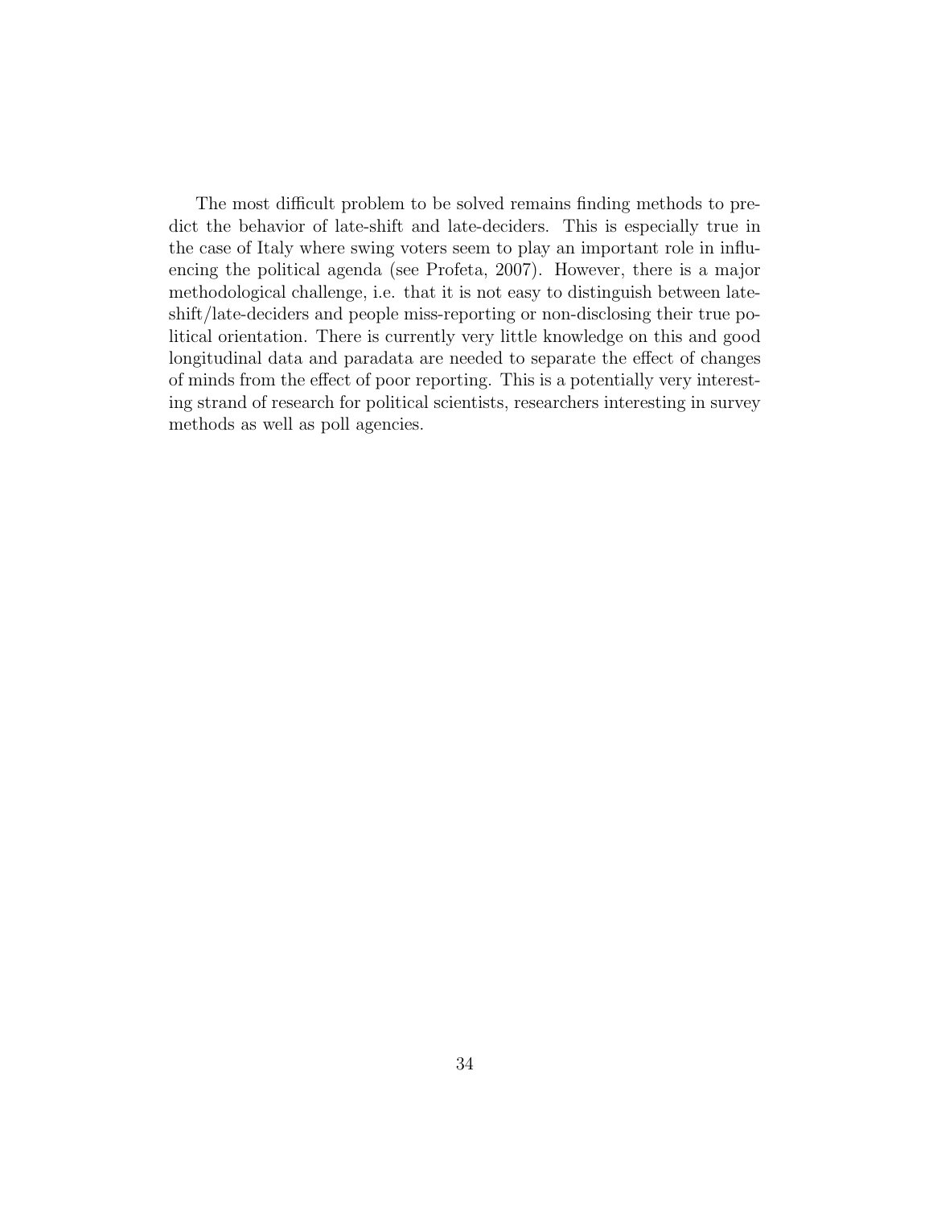The most difficult problem to be solved remains finding methods to predict the behavior of late-shift and late-deciders. This is especially true in the case of Italy where swing voters seem to play an important role in influencing the political agenda (see Profeta, 2007). However, there is a major methodological challenge, i.e. that it is not easy to distinguish between late-shift/late-deciders and people miss-reporting or non-disclosing their true political orientation. There is currently very little knowledge on this and good longitudinal data and paradata are needed to separate the effect of changes of minds from the effect of poor reporting. This is a potentially very interesting strand of research for political scientists, researchers interesting in survey methods as well as poll agencies.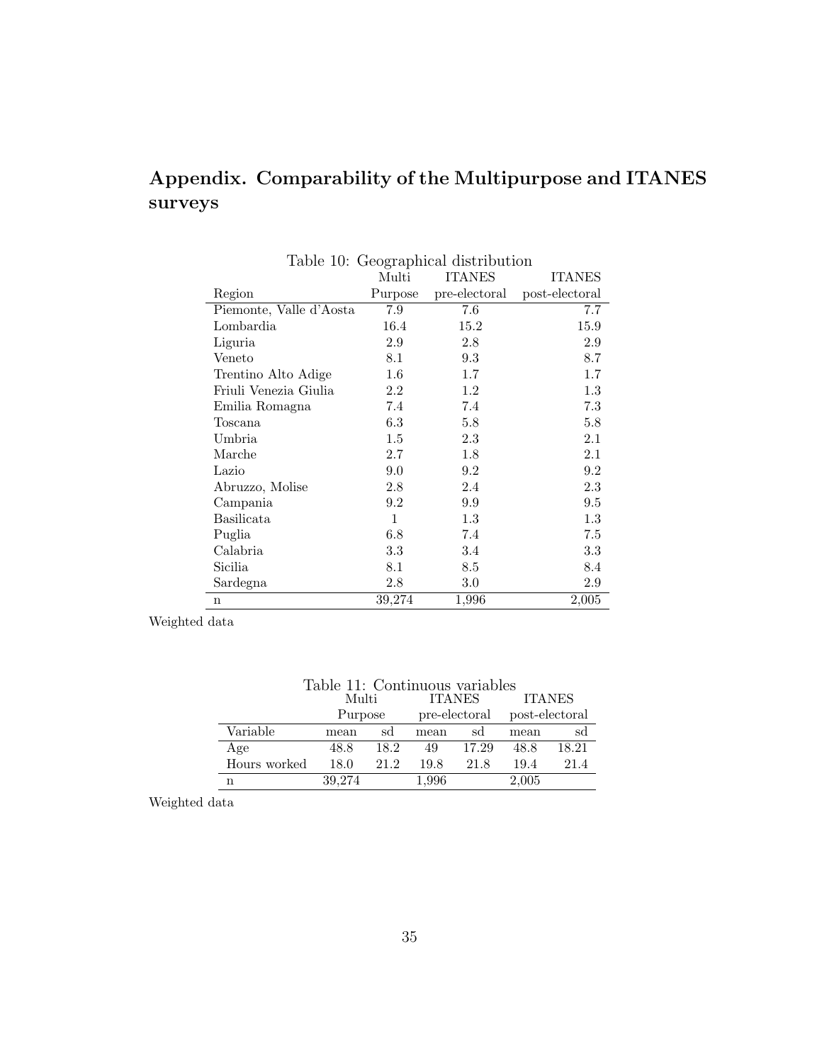# Appendix. Comparability of the Multipurpose and ITANES surveys

Table 10: Geographical distribution

| Region | Multi Purpose | ITANES pre-electoral | ITANES post-electoral |
|---|---|---|---|
| Piemonte, Valle d'Aosta | 7.9 | 7.6 | 7.7 |
| Lombardia | 16.4 | 15.2 | 15.9 |
| Liguria | 2.9 | 2.8 | 2.9 |
| Veneto | 8.1 | 9.3 | 8.7 |
| Trentino Alto Adige | 1.6 | 1.7 | 1.7 |
| Friuli Venezia Giulia | 2.2 | 1.2 | 1.3 |
| Emilia Romagna | 7.4 | 7.4 | 7.3 |
| Toscana | 6.3 | 5.8 | 5.8 |
| Umbria | 1.5 | 2.3 | 2.1 |
| Marche | 2.7 | 1.8 | 2.1 |
| Lazio | 9.0 | 9.2 | 9.2 |
| Abruzzo, Molise | 2.8 | 2.4 | 2.3 |
| Campania | 9.2 | 9.9 | 9.5 |
| Basilicata | 1 | 1.3 | 1.3 |
| Puglia | 6.8 | 7.4 | 7.5 |
| Calabria | 3.3 | 3.4 | 3.3 |
| Sicilia | 8.1 | 8.5 | 8.4 |
| Sardegna | 2.8 | 3.0 | 2.9 |
| n | 39,274 | 1,996 | 2,005 |

Weighted data

Table 11: Continuous variables

| | Multi Purpose | | ITANES pre-electoral | | ITANES post-electoral | |
|---|---|---|---|---|---|---|
| Variable | mean | sd | mean | sd | mean | sd |
| Age | 48.8 | 18.2 | 49 | 17.29 | 48.8 | 18.21 |
| Hours worked | 18.0 | 21.2 | 19.8 | 21.8 | 19.4 | 21.4 |
| n | 39,274 | | 1,996 | | 2,005 | |

Weighted data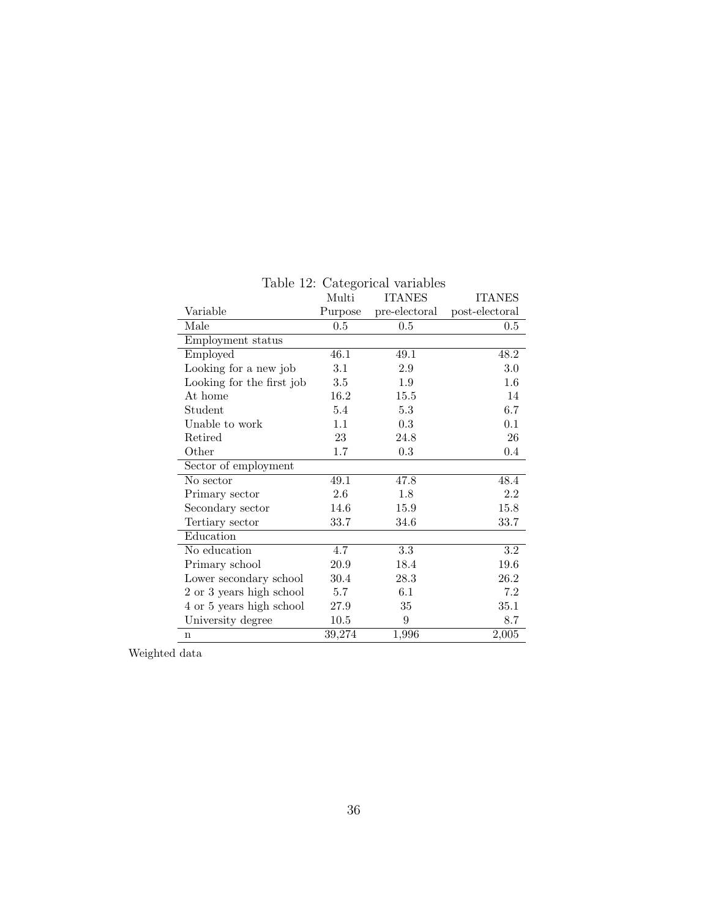Table 12: Categorical variables

| Variable | Multi Purpose | ITANES pre-electoral | ITANES post-electoral |
|---|---|---|---|
| Male | 0.5 | 0.5 | 0.5 |
| Employment status | | | |
| Employed | 46.1 | 49.1 | 48.2 |
| Looking for a new job | 3.1 | 2.9 | 3.0 |
| Looking for the first job | 3.5 | 1.9 | 1.6 |
| At home | 16.2 | 15.5 | 14 |
| Student | 5.4 | 5.3 | 6.7 |
| Unable to work | 1.1 | 0.3 | 0.1 |
| Retired | 23 | 24.8 | 26 |
| Other | 1.7 | 0.3 | 0.4 |
| Sector of employment | | | |
| No sector | 49.1 | 47.8 | 48.4 |
| Primary sector | 2.6 | 1.8 | 2.2 |
| Secondary sector | 14.6 | 15.9 | 15.8 |
| Tertiary sector | 33.7 | 34.6 | 33.7 |
| Education | | | |
| No education | 4.7 | 3.3 | 3.2 |
| Primary school | 20.9 | 18.4 | 19.6 |
| Lower secondary school | 30.4 | 28.3 | 26.2 |
| 2 or 3 years high school | 5.7 | 6.1 | 7.2 |
| 4 or 5 years high school | 27.9 | 35 | 35.1 |
| University degree | 10.5 | 9 | 8.7 |
| n | 39,274 | 1,996 | 2,005 |

Weighted data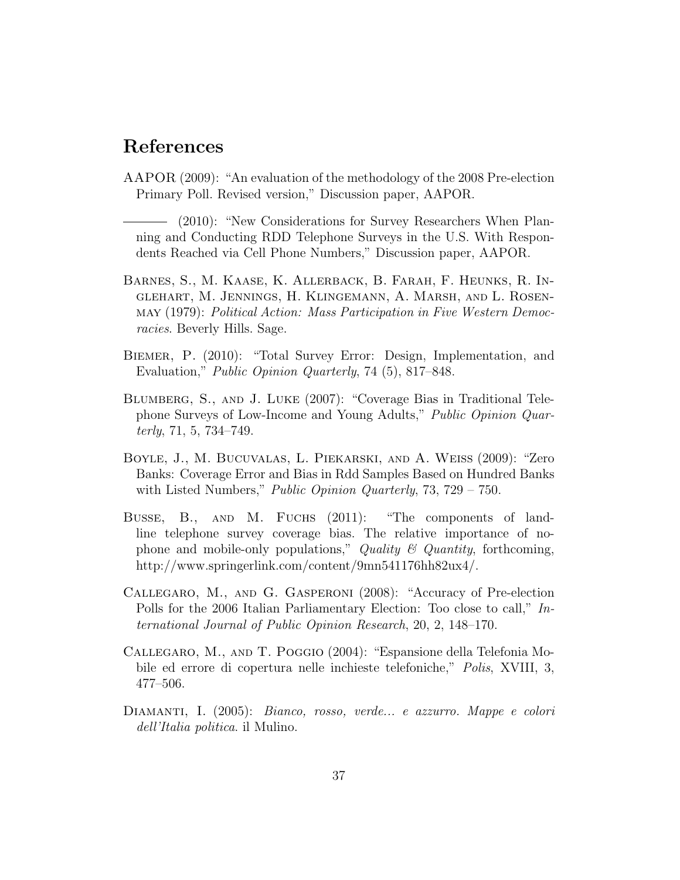# References

AAPOR (2009): "An evaluation of the methodology of the 2008 Pre-election Primary Poll. Revised version," Discussion paper, AAPOR.

——— (2010): "New Considerations for Survey Researchers When Planning and Conducting RDD Telephone Surveys in the U.S. With Respondents Reached via Cell Phone Numbers," Discussion paper, AAPOR.

Barnes, S., M. Kaase, K. Allerback, B. Farah, F. Heunks, R. Inglehart, M. Jennings, H. Klingemann, A. Marsh, and L. Rosenmay (1979): *Political Action: Mass Participation in Five Western Democracies*. Beverly Hills. Sage.

Biemer, P. (2010): "Total Survey Error: Design, Implementation, and Evaluation," *Public Opinion Quarterly*, 74 (5), 817–848.

Blumberg, S., and J. Luke (2007): "Coverage Bias in Traditional Telephone Surveys of Low-Income and Young Adults," *Public Opinion Quarterly*, 71, 5, 734–749.

Boyle, J., M. Bucuvalas, L. Piekarski, and A. Weiss (2009): "Zero Banks: Coverage Error and Bias in Rdd Samples Based on Hundred Banks with Listed Numbers," *Public Opinion Quarterly*, 73, 729 – 750.

Busse, B., and M. Fuchs (2011): "The components of landline telephone survey coverage bias. The relative importance of no-phone and mobile-only populations," *Quality & Quantity*, forthcoming, http://www.springerlink.com/content/9mn541176hh82ux4/.

Callegaro, M., and G. Gasperoni (2008): "Accuracy of Pre-election Polls for the 2006 Italian Parliamentary Election: Too close to call," *International Journal of Public Opinion Research*, 20, 2, 148–170.

Callegaro, M., and T. Poggio (2004): "Espansione della Telefonia Mobile ed errore di copertura nelle inchieste telefoniche," *Polis*, XVIII, 3, 477–506.

Diamanti, I. (2005): *Bianco, rosso, verde... e azzurro. Mappe e colori dell'Italia politica*. il Mulino.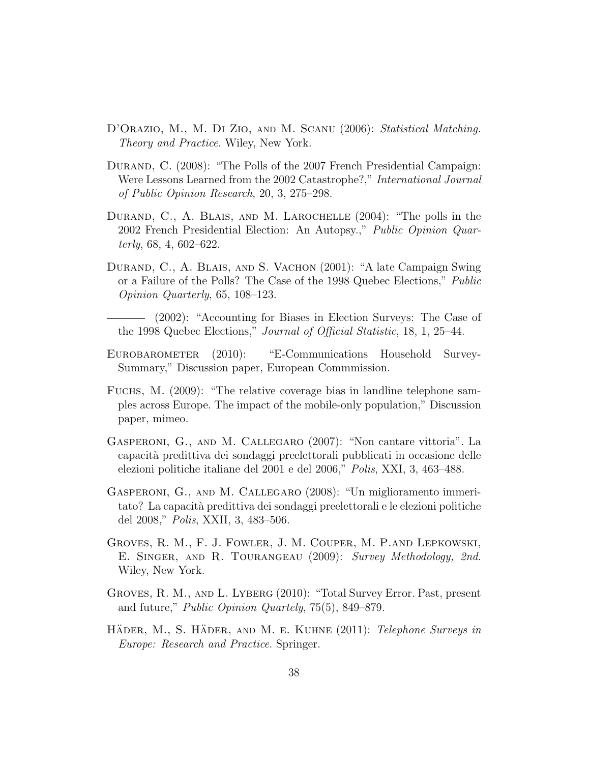D'Orazio, M., M. Di Zio, and M. Scanu (2006): *Statistical Matching. Theory and Practice*. Wiley, New York.

Durand, C. (2008): "The Polls of the 2007 French Presidential Campaign: Were Lessons Learned from the 2002 Catastrophe?," *International Journal of Public Opinion Research*, 20, 3, 275–298.

Durand, C., A. Blais, and M. Larochelle (2004): "The polls in the 2002 French Presidential Election: An Autopsy.," *Public Opinion Quarterly*, 68, 4, 602–622.

Durand, C., A. Blais, and S. Vachon (2001): "A late Campaign Swing or a Failure of the Polls? The Case of the 1998 Quebec Elections," *Public Opinion Quarterly*, 65, 108–123.

——— (2002): "Accounting for Biases in Election Surveys: The Case of the 1998 Quebec Elections," *Journal of Official Statistic*, 18, 1, 25–44.

Eurobarometer (2010): "E-Communications Household Survey-Summary," Discussion paper, European Commmission.

Fuchs, M. (2009): "The relative coverage bias in landline telephone samples across Europe. The impact of the mobile-only population," Discussion paper, mimeo.

Gasperoni, G., and M. Callegaro (2007): "Non cantare vittoria". La capacità predittiva dei sondaggi preelettorali pubblicati in occasione delle elezioni politiche italiane del 2001 e del 2006," *Polis*, XXI, 3, 463–488.

Gasperoni, G., and M. Callegaro (2008): "Un miglioramento immeritato? La capacità predittiva dei sondaggi preelettorali e le elezioni politiche del 2008," *Polis*, XXII, 3, 483–506.

Groves, R. M., F. J. Fowler, J. M. Couper, M. P.and Lepkowski, E. Singer, and R. Tourangeau (2009): *Survey Methodology, 2nd*. Wiley, New York.

Groves, R. M., and L. Lyberg (2010): "Total Survey Error. Past, present and future," *Public Opinion Quartely*, 75(5), 849–879.

Häder, M., S. Häder, and M. e. Kuhne (2011): *Telephone Surveys in Europe: Research and Practice*. Springer.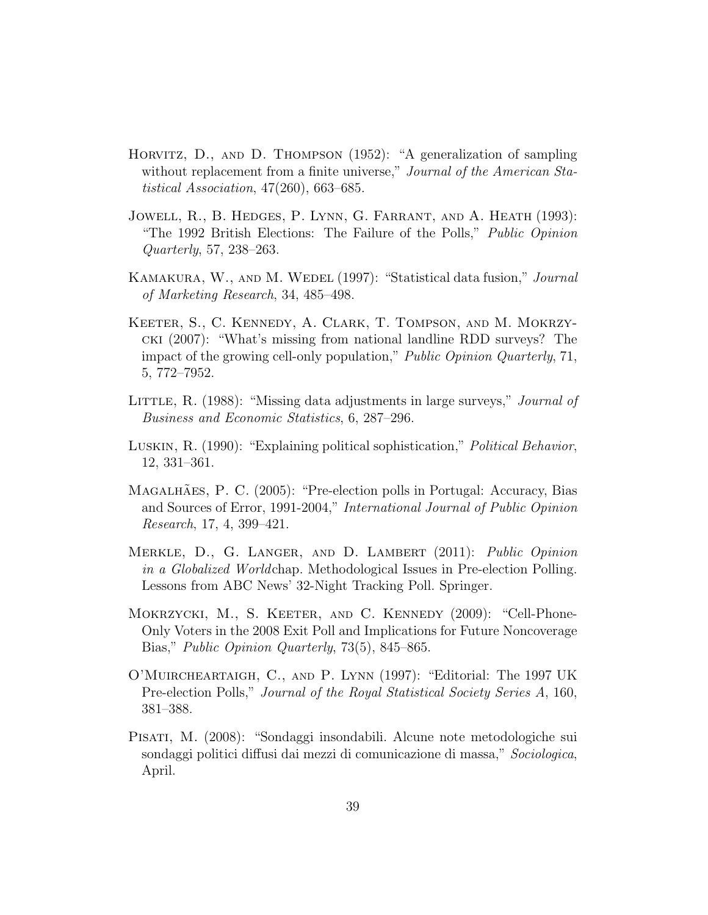Horvitz, D., and D. Thompson (1952): "A generalization of sampling without replacement from a finite universe," *Journal of the American Statistical Association*, 47(260), 663–685.

Jowell, R., B. Hedges, P. Lynn, G. Farrant, and A. Heath (1993): "The 1992 British Elections: The Failure of the Polls," *Public Opinion Quarterly*, 57, 238–263.

Kamakura, W., and M. Wedel (1997): "Statistical data fusion," *Journal of Marketing Research*, 34, 485–498.

Keeter, S., C. Kennedy, A. Clark, T. Tompson, and M. Mokrzycki (2007): "What's missing from national landline RDD surveys? The impact of the growing cell-only population," *Public Opinion Quarterly*, 71, 5, 772–7952.

Little, R. (1988): "Missing data adjustments in large surveys," *Journal of Business and Economic Statistics*, 6, 287–296.

Luskin, R. (1990): "Explaining political sophistication," *Political Behavior*, 12, 331–361.

Magalhães, P. C. (2005): "Pre-election polls in Portugal: Accuracy, Bias and Sources of Error, 1991-2004," *International Journal of Public Opinion Research*, 17, 4, 399–421.

Merkle, D., G. Langer, and D. Lambert (2011): *Public Opinion in a Globalized World*chap. Methodological Issues in Pre-election Polling. Lessons from ABC News' 32-Night Tracking Poll. Springer.

Mokrzycki, M., S. Keeter, and C. Kennedy (2009): "Cell-Phone-Only Voters in the 2008 Exit Poll and Implications for Future Noncoverage Bias," *Public Opinion Quarterly*, 73(5), 845–865.

O'Muircheartaigh, C., and P. Lynn (1997): "Editorial: The 1997 UK Pre-election Polls," *Journal of the Royal Statistical Society Series A*, 160, 381–388.

Pisati, M. (2008): "Sondaggi insondabili. Alcune note metodologiche sui sondaggi politici diffusi dai mezzi di comunicazione di massa," *Sociologica*, April.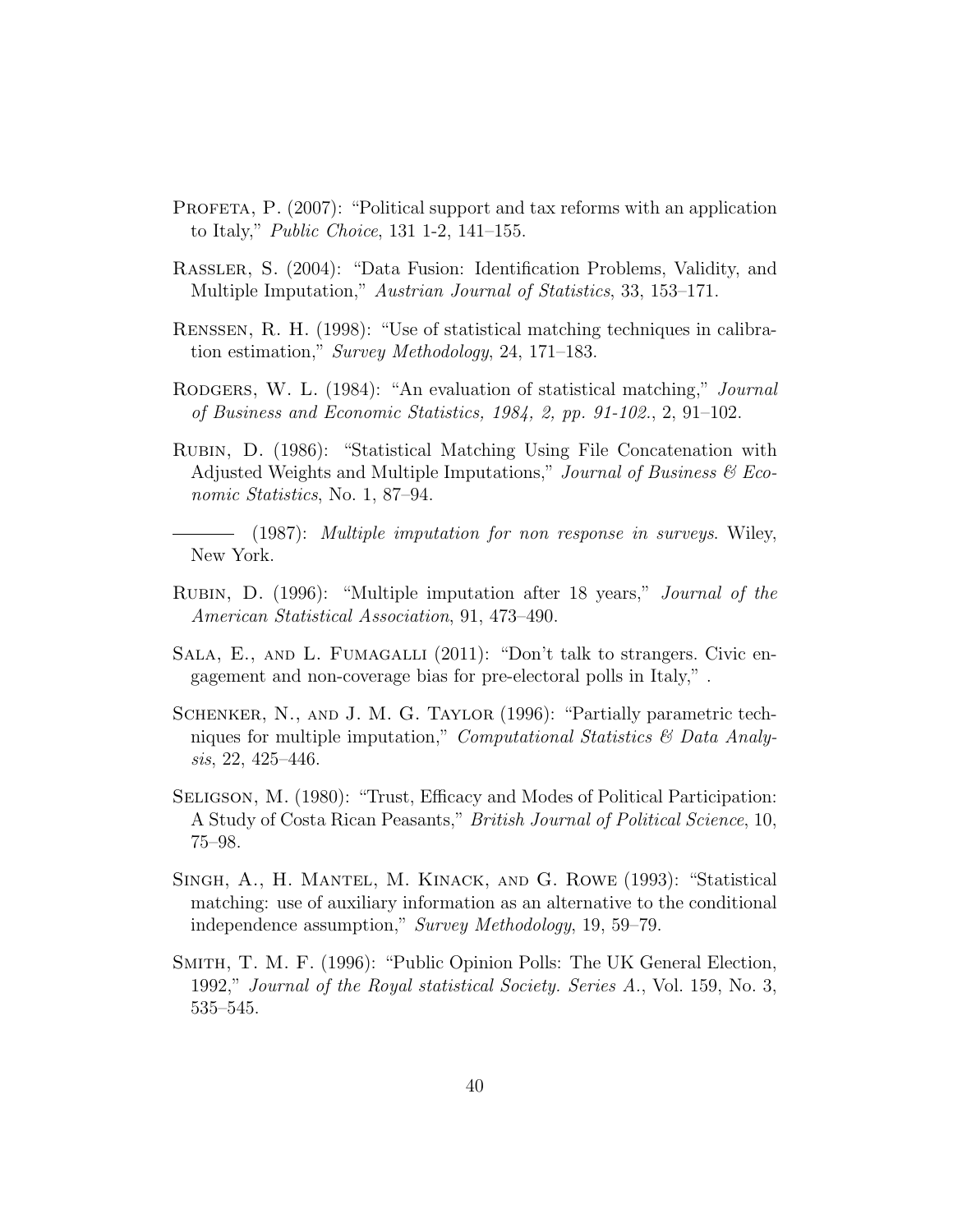Profeta, P. (2007): "Political support and tax reforms with an application to Italy," *Public Choice*, 131 1-2, 141–155.

Rassler, S. (2004): "Data Fusion: Identification Problems, Validity, and Multiple Imputation," *Austrian Journal of Statistics*, 33, 153–171.

Renssen, R. H. (1998): "Use of statistical matching techniques in calibration estimation," *Survey Methodology*, 24, 171–183.

Rodgers, W. L. (1984): "An evaluation of statistical matching," *Journal of Business and Economic Statistics, 1984, 2, pp. 91-102.*, 2, 91–102.

Rubin, D. (1986): "Statistical Matching Using File Concatenation with Adjusted Weights and Multiple Imputations," *Journal of Business & Economic Statistics*, No. 1, 87–94.

——— (1987): *Multiple imputation for non response in surveys*. Wiley, New York.

Rubin, D. (1996): "Multiple imputation after 18 years," *Journal of the American Statistical Association*, 91, 473–490.

Sala, E., and L. Fumagalli (2011): "Don't talk to strangers. Civic engagement and non-coverage bias for pre-electoral polls in Italy," .

Schenker, N., and J. M. G. Taylor (1996): "Partially parametric techniques for multiple imputation," *Computational Statistics & Data Analysis*, 22, 425–446.

Seligson, M. (1980): "Trust, Efficacy and Modes of Political Participation: A Study of Costa Rican Peasants," *British Journal of Political Science*, 10, 75–98.

Singh, A., H. Mantel, M. Kinack, and G. Rowe (1993): "Statistical matching: use of auxiliary information as an alternative to the conditional independence assumption," *Survey Methodology*, 19, 59–79.

Smith, T. M. F. (1996): "Public Opinion Polls: The UK General Election, 1992," *Journal of the Royal statistical Society. Series A.*, Vol. 159, No. 3, 535–545.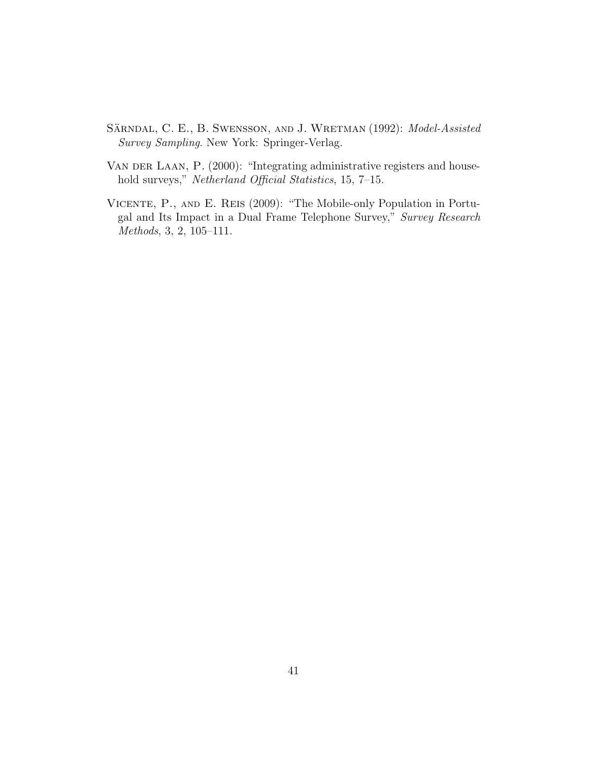Särndal, C. E., B. Swensson, and J. Wretman (1992): *Model-Assisted Survey Sampling*. New York: Springer-Verlag.

Van der Laan, P. (2000): "Integrating administrative registers and household surveys," *Netherland Official Statistics*, 15, 7–15.

Vicente, P., and E. Reis (2009): "The Mobile-only Population in Portugal and Its Impact in a Dual Frame Telephone Survey," *Survey Research Methods*, 3, 2, 105–111.